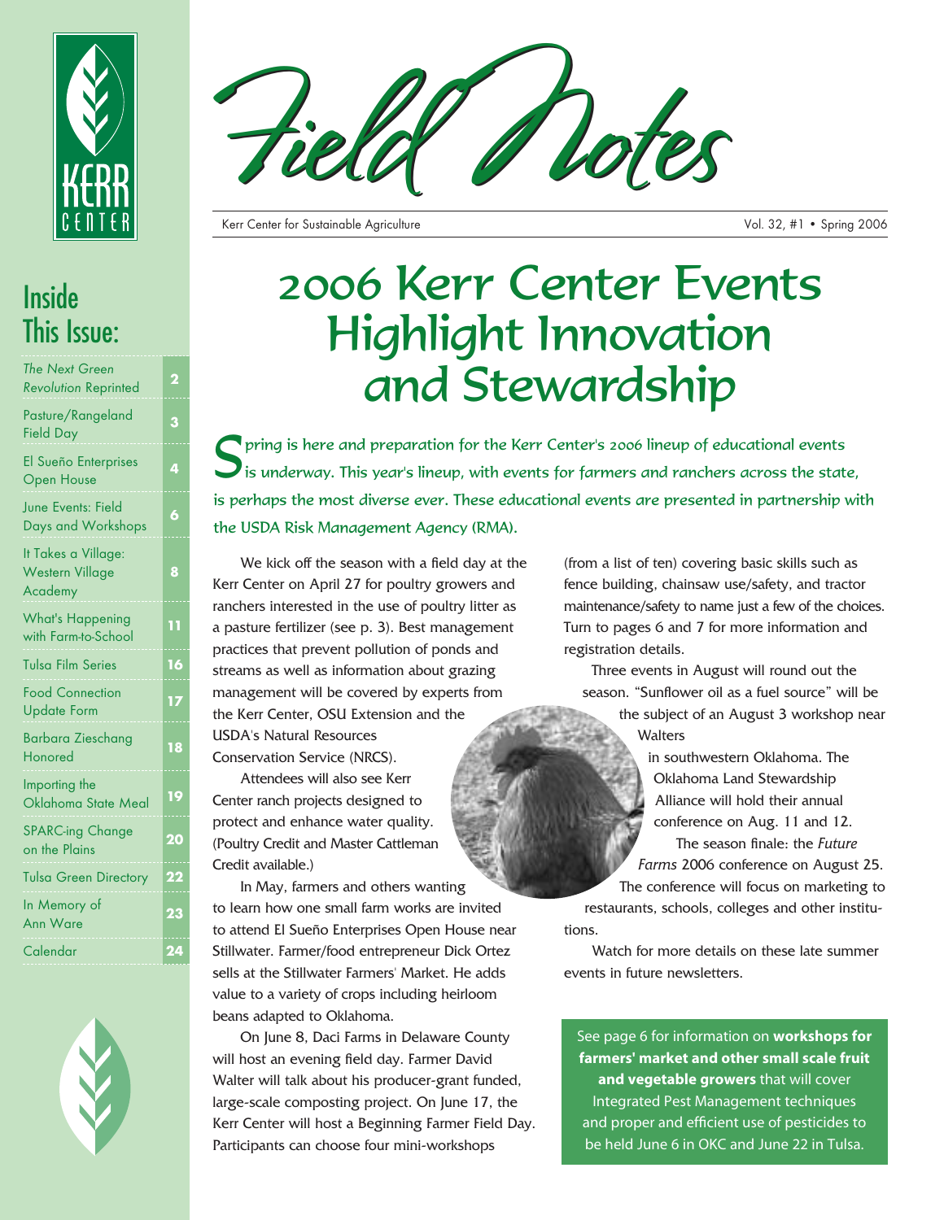# Field Notes

Kerr Center for Sustainable Agriculture

Vol. 32, #1 • Spring 2006

## Inside This Issue:

| | |
|---|---|
| *The Next Green Revolution* Reprinted | 2 |
| Pasture/Rangeland Field Day | 3 |
| El Sueño Enterprises Open House | 4 |
| June Events: Field Days and Workshops | 6 |
| It Takes a Village: Western Village Academy | 8 |
| What's Happening with Farm-to-School | 11 |
| Tulsa Film Series | 16 |
| Food Connection Update Form | 17 |
| Barbara Zieschang Honored | 18 |
| Importing the Oklahoma State Meal | 19 |
| SPARC-ing Change on the Plains | 20 |
| Tulsa Green Directory | 22 |
| In Memory of Ann Ware | 23 |
| Calendar | 24 |

# 2006 Kerr Center Events Highlight Innovation and Stewardship

Spring is here and preparation for the Kerr Center's 2006 lineup of educational events is underway. This year's lineup, with events for farmers and ranchers across the state, is perhaps the most diverse ever. These educational events are presented in partnership with the USDA Risk Management Agency (RMA).

We kick off the season with a field day at the Kerr Center on April 27 for poultry growers and ranchers interested in the use of poultry litter as a pasture fertilizer (see p. 3). Best management practices that prevent pollution of ponds and streams as well as information about grazing management will be covered by experts from the Kerr Center, OSU Extension and the USDA's Natural Resources Conservation Service (NRCS).

Attendees will also see Kerr Center ranch projects designed to protect and enhance water quality. (Poultry Credit and Master Cattleman Credit available.)

In May, farmers and others wanting to learn how one small farm works are invited to attend El Sueño Enterprises Open House near Stillwater. Farmer/food entrepreneur Dick Ortez sells at the Stillwater Farmers' Market. He adds value to a variety of crops including heirloom beans adapted to Oklahoma.

On June 8, Daci Farms in Delaware County will host an evening field day. Farmer David Walter will talk about his producer-grant funded, large-scale composting project. On June 17, the Kerr Center will host a Beginning Farmer Field Day. Participants can choose four mini-workshops (from a list of ten) covering basic skills such as fence building, chainsaw use/safety, and tractor maintenance/safety to name just a few of the choices. Turn to pages 6 and 7 for more information and registration details.

Three events in August will round out the season. "Sunflower oil as a fuel source" will be the subject of an August 3 workshop near Walters in southwestern Oklahoma. The Oklahoma Land Stewardship Alliance will hold their annual conference on Aug. 11 and 12.

The season finale: the *Future Farms* 2006 conference on August 25. The conference will focus on marketing to restaurants, schools, colleges and other institutions.

Watch for more details on these late summer events in future newsletters.

See page 6 for information on **workshops for farmers' market and other small scale fruit and vegetable growers** that will cover Integrated Pest Management techniques and proper and efficient use of pesticides to be held June 6 in OKC and June 22 in Tulsa.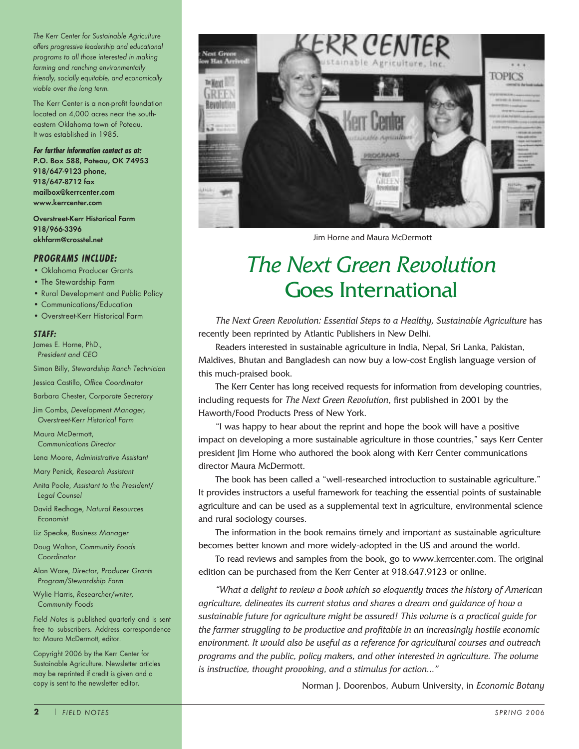*The Kerr Center for Sustainable Agriculture offers progressive leadership and educational programs to all those interested in making farming and ranching environmentally friendly, socially equitable, and economically viable over the long term.*

The Kerr Center is a non-profit foundation located on 4,000 acres near the southeastern Oklahoma town of Poteau. It was established in 1985.

***For further information contact us at:***
**P.O. Box 588, Poteau, OK 74953**
**918/647-9123 phone,**
**918/647-8712 fax**
**mailbox@kerrcenter.com**
**www.kerrcenter.com**

**Overstreet-Kerr Historical Farm**
**918/966-3396**
**okhfarm@crosstel.net**

***PROGRAMS INCLUDE:***

- Oklahoma Producer Grants
- The Stewardship Farm
- Rural Development and Public Policy
- Communications/Education
- Overstreet-Kerr Historical Farm

***STAFF:***

James E. Horne, PhD., *President and CEO*

Simon Billy, *Stewardship Ranch Technician*

Jessica Castillo, *Office Coordinator*

Barbara Chester, *Corporate Secretary*

Jim Combs, *Development Manager, Overstreet-Kerr Historical Farm*

Maura McDermott, *Communications Director*

Lena Moore, *Administrative Assistant*

Mary Penick, *Research Assistant*

Anita Poole, *Assistant to the President/ Legal Counsel*

David Redhage, *Natural Resources Economist*

Liz Speake, *Business Manager*

Doug Walton, *Community Foods Coordinator*

Alan Ware, *Director, Producer Grants Program/Stewardship Farm*

Wylie Harris, *Researcher/writer, Community Foods*

*Field Notes* is published quarterly and is sent free to subscribers. Address correspondence to: Maura McDermott, editor.

Copyright 2006 by the Kerr Center for Sustainable Agriculture. Newsletter articles may be reprinted if credit is given and a copy is sent to the newsletter editor.

Jim Horne and Maura McDermott

# *The Next Green Revolution* Goes International

*The Next Green Revolution: Essential Steps to a Healthy, Sustainable Agriculture* has recently been reprinted by Atlantic Publishers in New Delhi.

Readers interested in sustainable agriculture in India, Nepal, Sri Lanka, Pakistan, Maldives, Bhutan and Bangladesh can now buy a low-cost English language version of this much-praised book.

The Kerr Center has long received requests for information from developing countries, including requests for *The Next Green Revolution*, first published in 2001 by the Haworth/Food Products Press of New York.

"I was happy to hear about the reprint and hope the book will have a positive impact on developing a more sustainable agriculture in those countries," says Kerr Center president Jim Horne who authored the book along with Kerr Center communications director Maura McDermott.

The book has been called a "well-researched introduction to sustainable agriculture." It provides instructors a useful framework for teaching the essential points of sustainable agriculture and can be used as a supplemental text in agriculture, environmental science and rural sociology courses.

The information in the book remains timely and important as sustainable agriculture becomes better known and more widely-adopted in the US and around the world.

To read reviews and samples from the book, go to www.kerrcenter.com. The original edition can be purchased from the Kerr Center at 918.647.9123 or online.

*"What a delight to review a book which so eloquently traces the history of American agriculture, delineates its current status and shares a dream and guidance of how a sustainable future for agriculture might be assured! This volume is a practical guide for the farmer struggling to be productive and profitable in an increasingly hostile economic environment. It would also be useful as a reference for agricultural courses and outreach programs and the public, policy makers, and other interested in agriculture. The volume is instructive, thought provoking, and a stimulus for action..."*

Norman J. Doorenbos, Auburn University, in *Economic Botany*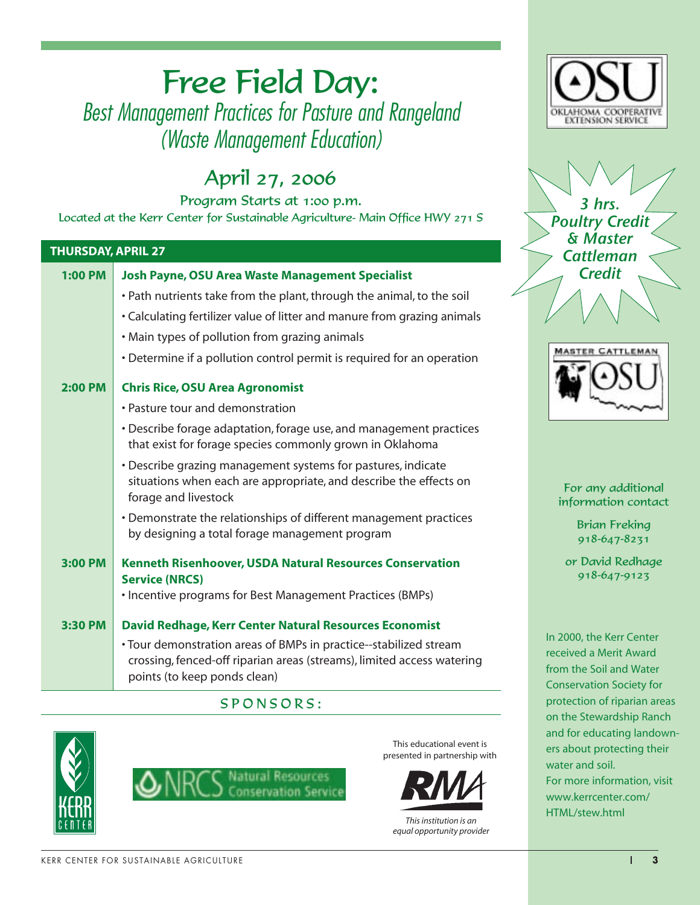# Free Field Day:

## *Best Management Practices for Pasture and Rangeland (Waste Management Education)*

## April 27, 2006

Program Starts at 1:00 p.m.

Located at the Kerr Center for Sustainable Agriculture- Main Office HWY 271 S

| THURSDAY, APRIL 27 | |
|---|---|
| 1:00 PM | **Josh Payne, OSU Area Waste Management Specialist**<br>• Path nutrients take from the plant, through the animal, to the soil<br>• Calculating fertilizer value of litter and manure from grazing animals<br>• Main types of pollution from grazing animals<br>• Determine if a pollution control permit is required for an operation |
| 2:00 PM | **Chris Rice, OSU Area Agronomist**<br>• Pasture tour and demonstration<br>• Describe forage adaptation, forage use, and management practices that exist for forage species commonly grown in Oklahoma<br>• Describe grazing management systems for pastures, indicate situations when each are appropriate, and describe the effects on forage and livestock<br>• Demonstrate the relationships of different management practices by designing a total forage management program |
| 3:00 PM | **Kenneth Risenhoover, USDA Natural Resources Conservation Service (NRCS)**<br>• Incentive programs for Best Management Practices (BMPs) |
| 3:30 PM | **David Redhage, Kerr Center Natural Resources Economist**<br>• Tour demonstration areas of BMPs in practice--stabilized stream crossing, fenced-off riparian areas (streams), limited access watering points (to keep ponds clean) |

SPONSORS:

KERR CENTER

NRCS Natural Resources Conservation Service

This educational event is presented in partnership with

RMA

*This institution is an equal opportunity provider*

OSU OKLAHOMA COOPERATIVE EXTENSION SERVICE

***3 hrs. Poultry Credit & Master Cattleman Credit***

MASTER CATTLEMAN OSU

For any additional information contact

Brian Freking
918-647-8231

or David Redhage
918-647-9123

In 2000, the Kerr Center received a Merit Award from the Soil and Water Conservation Society for protection of riparian areas on the Stewardship Ranch and for educating landowners about protecting their water and soil.
For more information, visit www.kerrcenter.com/HTML/stew.html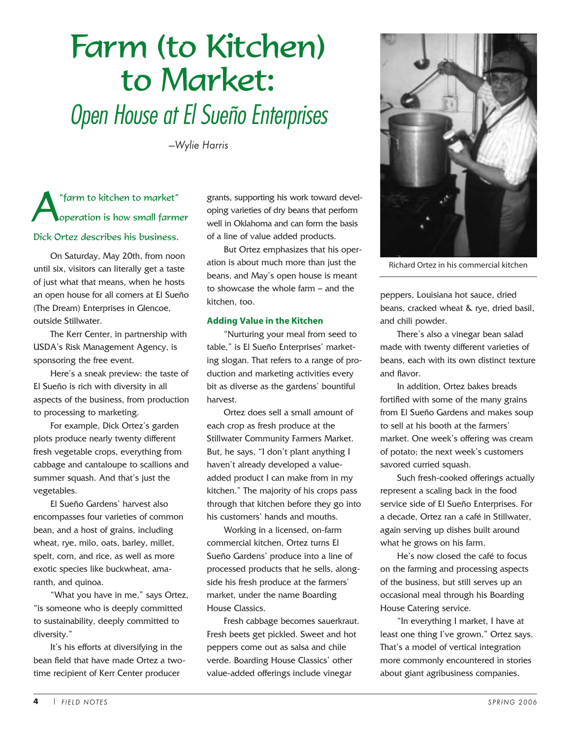# Farm (to Kitchen) to Market:

## *Open House at El Sueño Enterprises*

*—Wylie Harris*

A "farm to kitchen to market" operation is how small farmer Dick Ortez describes his business.

On Saturday, May 20th, from noon until six, visitors can literally get a taste of just what that means, when he hosts an open house for all comers at El Sueño (The Dream) Enterprises in Glencoe, outside Stillwater.

The Kerr Center, in partnership with USDA's Risk Management Agency, is sponsoring the free event.

Here's a sneak preview: the taste of El Sueño is rich with diversity in all aspects of the business, from production to processing to marketing.

For example, Dick Ortez's garden plots produce nearly twenty different fresh vegetable crops, everything from cabbage and cantaloupe to scallions and summer squash. And that's just the vegetables.

El Sueño Gardens' harvest also encompasses four varieties of common bean, and a host of grains, including wheat, rye, milo, oats, barley, millet, spelt, corn, and rice, as well as more exotic species like buckwheat, amaranth, and quinoa.

"What you have in me," says Ortez, "is someone who is deeply committed to sustainability, deeply committed to diversity."

It's his efforts at diversifying in the bean field that have made Ortez a two-time recipient of Kerr Center producer grants, supporting his work toward developing varieties of dry beans that perform well in Oklahoma and can form the basis of a line of value added products.

But Ortez emphasizes that his operation is about much more than just the beans, and May's open house is meant to showcase the whole farm – and the kitchen, too.

### Adding Value in the Kitchen

"Nurturing your meal from seed to table," is El Sueño Enterprises' marketing slogan. That refers to a range of production and marketing activities every bit as diverse as the gardens' bountiful harvest.

Ortez does sell a small amount of each crop as fresh produce at the Stillwater Community Farmers Market. But, he says, "I don't plant anything I haven't already developed a value-added product I can make from in my kitchen." The majority of his crops pass through that kitchen before they go into his customers' hands and mouths.

Working in a licensed, on-farm commercial kitchen, Ortez turns El Sueño Gardens' produce into a line of processed products that he sells, alongside his fresh produce at the farmers' market, under the name Boarding House Classics.

Fresh cabbage becomes sauerkraut. Fresh beets get pickled. Sweet and hot peppers come out as salsa and chile verde. Boarding House Classics' other value-added offerings include vinegar peppers, Louisiana hot sauce, dried beans, cracked wheat & rye, dried basil, and chili powder.

Richard Ortez in his commercial kitchen

There's also a vinegar bean salad made with twenty different varieties of beans, each with its own distinct texture and flavor.

In addition, Ortez bakes breads fortified with some of the many grains from El Sueño Gardens and makes soup to sell at his booth at the farmers' market. One week's offering was cream of potato; the next week's customers savored curried squash.

Such fresh-cooked offerings actually represent a scaling back in the food service side of El Sueño Enterprises. For a decade, Ortez ran a café in Stillwater, again serving up dishes built around what he grows on his farm.

He's now closed the café to focus on the farming and processing aspects of the business, but still serves up an occasional meal through his Boarding House Catering service.

"In everything I market, I have at least one thing I've grown," Ortez says. That's a model of vertical integration more commonly encountered in stories about giant agribusiness companies.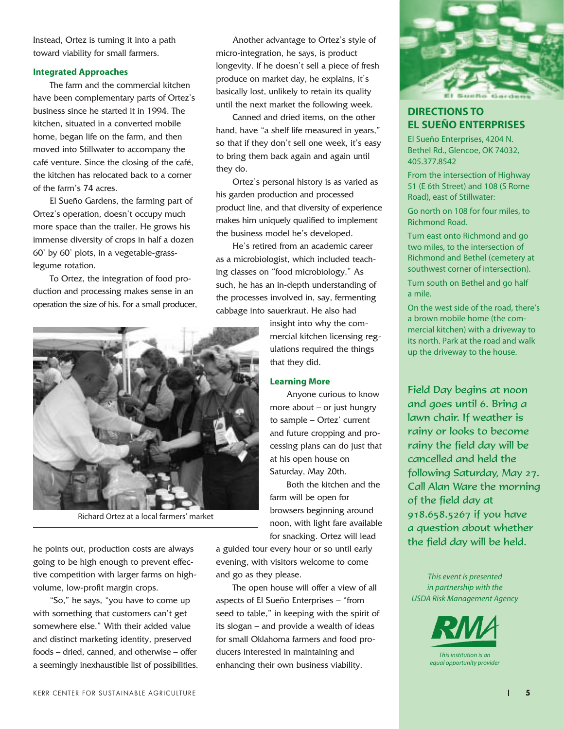Instead, Ortez is turning it into a path toward viability for small farmers.

### Integrated Approaches

The farm and the commercial kitchen have been complementary parts of Ortez's business since he started it in 1994. The kitchen, situated in a converted mobile home, began life on the farm, and then moved into Stillwater to accompany the café venture. Since the closing of the café, the kitchen has relocated back to a corner of the farm's 74 acres.

El Sueño Gardens, the farming part of Ortez's operation, doesn't occupy much more space than the trailer. He grows his immense diversity of crops in half a dozen 60' by 60' plots, in a vegetable-grass-legume rotation.

To Ortez, the integration of food production and processing makes sense in an operation the size of his. For a small producer, he points out, production costs are always going to be high enough to prevent effective competition with larger farms on high-volume, low-profit margin crops.

"So," he says, "you have to come up with something that customers can't get somewhere else." With their added value and distinct marketing identity, preserved foods – dried, canned, and otherwise – offer a seemingly inexhaustible list of possibilities.

Another advantage to Ortez's style of micro-integration, he says, is product longevity. If he doesn't sell a piece of fresh produce on market day, he explains, it's basically lost, unlikely to retain its quality until the next market the following week.

Canned and dried items, on the other hand, have "a shelf life measured in years," so that if they don't sell one week, it's easy to bring them back again and again until they do.

Ortez's personal history is as varied as his garden production and processed product line, and that diversity of experience makes him uniquely qualified to implement the business model he's developed.

He's retired from an academic career as a microbiologist, which included teaching classes on "food microbiology." As such, he has an in-depth understanding of the processes involved in, say, fermenting cabbage into sauerkraut. He also had insight into why the commercial kitchen licensing regulations required the things that they did.

Richard Ortez at a local farmers' market

### Learning More

Anyone curious to know more about – or just hungry to sample – Ortez' current and future cropping and processing plans can do just that at his open house on Saturday, May 20th.

Both the kitchen and the farm will be open for browsers beginning around noon, with light fare available for snacking. Ortez will lead a guided tour every hour or so until early evening, with visitors welcome to come and go as they please.

The open house will offer a view of all aspects of El Sueño Enterprises – "from seed to table," in keeping with the spirit of its slogan – and provide a wealth of ideas for small Oklahoma farmers and food producers interested in maintaining and enhancing their own business viability.

## DIRECTIONS TO EL SUEÑO ENTERPRISES

El Sueño Enterprises, 4204 N. Bethel Rd., Glencoe, OK 74032, 405.377.8542

From the intersection of Highway 51 (E 6th Street) and 108 (S Rome Road), east of Stillwater:

Go north on 108 for four miles, to Richmond Road.

Turn east onto Richmond and go two miles, to the intersection of Richmond and Bethel (cemetery at southwest corner of intersection).

Turn south on Bethel and go half a mile.

On the west side of the road, there's a brown mobile home (the commercial kitchen) with a driveway to its north. Park at the road and walk up the driveway to the house.

Field Day begins at noon and goes until 6. Bring a lawn chair. If weather is rainy or looks to become rainy the field day will be cancelled and held the following Saturday, May 27. Call Alan Ware the morning of the field day at 918.658.5267 if you have a question about whether the field day will be held.

*This event is presented in partnership with the USDA Risk Management Agency*

RMA

*This institution is an equal opportunity provider*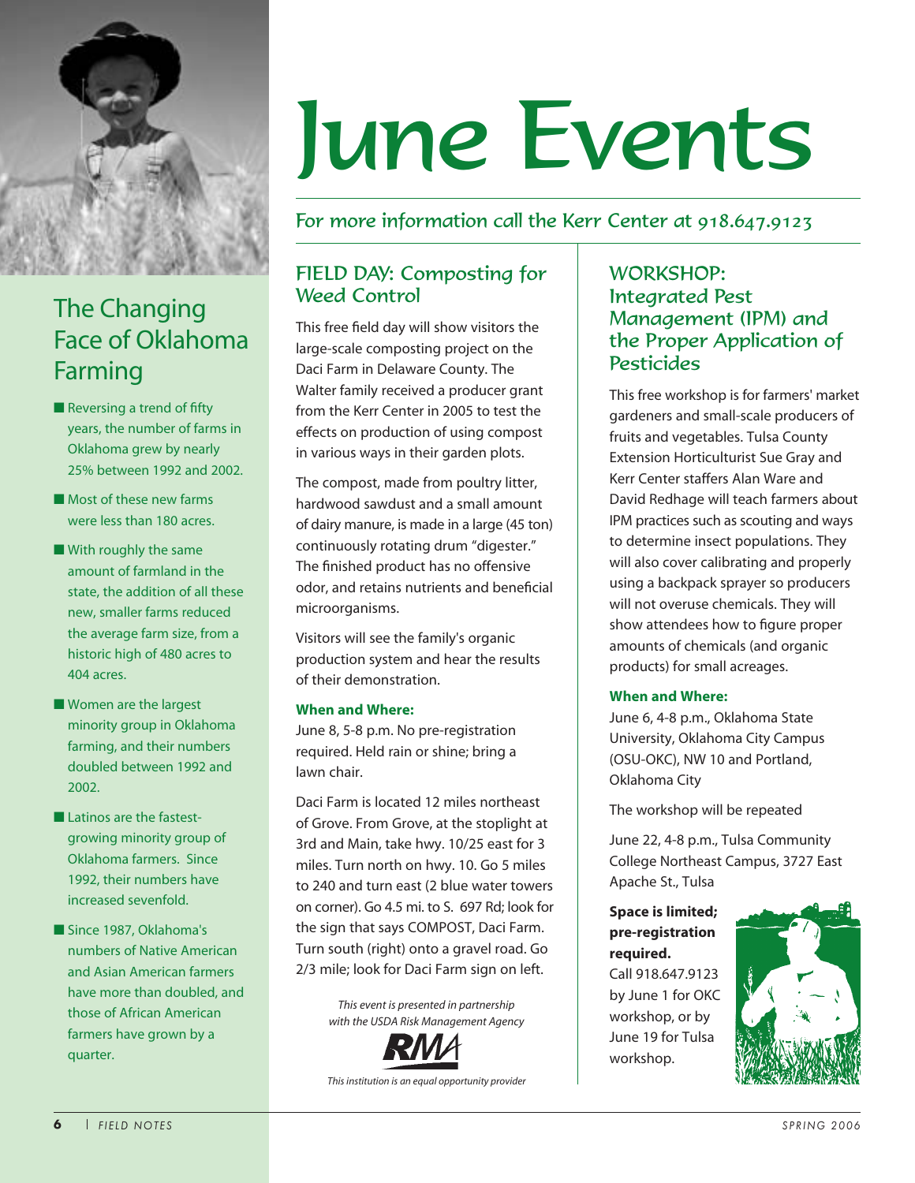# June Events

For more information call the Kerr Center at 918.647.9123

## The Changing Face of Oklahoma Farming

- Reversing a trend of fifty years, the number of farms in Oklahoma grew by nearly 25% between 1992 and 2002.
- Most of these new farms were less than 180 acres.
- With roughly the same amount of farmland in the state, the addition of all these new, smaller farms reduced the average farm size, from a historic high of 480 acres to 404 acres.
- Women are the largest minority group in Oklahoma farming, and their numbers doubled between 1992 and 2002.
- Latinos are the fastest-growing minority group of Oklahoma farmers. Since 1992, their numbers have increased sevenfold.
- Since 1987, Oklahoma's numbers of Native American and Asian American farmers have more than doubled, and those of African American farmers have grown by a quarter.

## FIELD DAY: Composting for Weed Control

This free field day will show visitors the large-scale composting project on the Daci Farm in Delaware County. The Walter family received a producer grant from the Kerr Center in 2005 to test the effects on production of using compost in various ways in their garden plots.

The compost, made from poultry litter, hardwood sawdust and a small amount of dairy manure, is made in a large (45 ton) continuously rotating drum "digester." The finished product has no offensive odor, and retains nutrients and beneficial microorganisms.

Visitors will see the family's organic production system and hear the results of their demonstration.

**When and Where:**

June 8, 5-8 p.m. No pre-registration required. Held rain or shine; bring a lawn chair.

Daci Farm is located 12 miles northeast of Grove. From Grove, at the stoplight at 3rd and Main, take hwy. 10/25 east for 3 miles. Turn north on hwy. 10. Go 5 miles to 240 and turn east (2 blue water towers on corner). Go 4.5 mi. to S. 697 Rd; look for the sign that says COMPOST, Daci Farm. Turn south (right) onto a gravel road. Go 2/3 mile; look for Daci Farm sign on left.

*This event is presented in partnership with the USDA Risk Management Agency*

RMA

*This institution is an equal opportunity provider*

## WORKSHOP: Integrated Pest Management (IPM) and the Proper Application of Pesticides

This free workshop is for farmers' market gardeners and small-scale producers of fruits and vegetables. Tulsa County Extension Horticulturist Sue Gray and Kerr Center staffers Alan Ware and David Redhage will teach farmers about IPM practices such as scouting and ways to determine insect populations. They will also cover calibrating and properly using a backpack sprayer so producers will not overuse chemicals. They will show attendees how to figure proper amounts of chemicals (and organic products) for small acreages.

**When and Where:**

June 6, 4-8 p.m., Oklahoma State University, Oklahoma City Campus (OSU-OKC), NW 10 and Portland, Oklahoma City

The workshop will be repeated

June 22, 4-8 p.m., Tulsa Community College Northeast Campus, 3727 East Apache St., Tulsa

**Space is limited; pre-registration required.**
Call 918.647.9123 by June 1 for OKC workshop, or by June 19 for Tulsa workshop.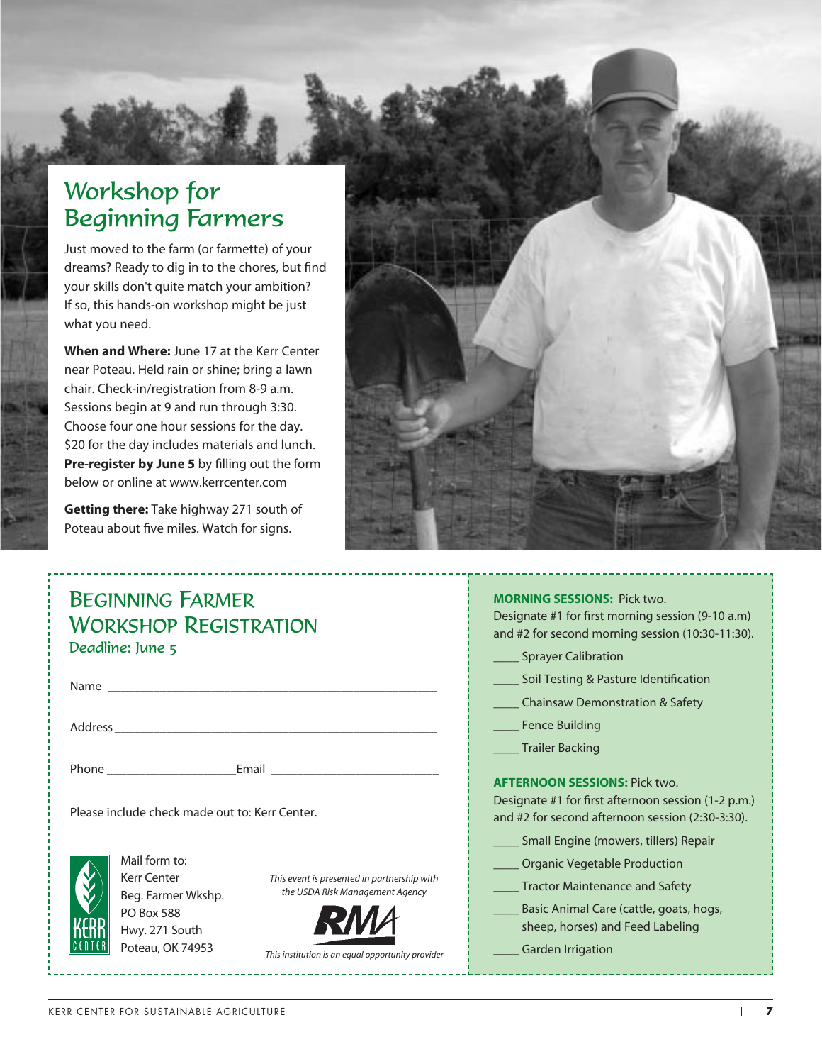# Workshop for Beginning Farmers

Just moved to the farm (or farmette) of your dreams? Ready to dig in to the chores, but find your skills don't quite match your ambition? If so, this hands-on workshop might be just what you need.

**When and Where:** June 17 at the Kerr Center near Poteau. Held rain or shine; bring a lawn chair. Check-in/registration from 8-9 a.m. Sessions begin at 9 and run through 3:30. Choose four one hour sessions for the day. $20 for the day includes materials and lunch. **Pre-register by June 5** by filling out the form below or online at www.kerrcenter.com

**Getting there:** Take highway 271 south of Poteau about five miles. Watch for signs.

## Beginning Farmer Workshop Registration

Deadline: June 5

Name ____________________________________________________

Address __________________________________________________

Phone ____________________ Email __________________________

Please include check made out to: Kerr Center.

Mail form to:
Kerr Center
Beg. Farmer Wkshp.
PO Box 588
Hwy. 271 South
Poteau, OK 74953

*This event is presented in partnership with the USDA Risk Management Agency*

*This institution is an equal opportunity provider*

**MORNING SESSIONS:** Pick two.
Designate #1 for first morning session (9-10 a.m) and #2 for second morning session (10:30-11:30).

____ Sprayer Calibration

____ Soil Testing & Pasture Identification

____ Chainsaw Demonstration & Safety

____ Fence Building

____ Trailer Backing

**AFTERNOON SESSIONS:** Pick two.
Designate #1 for first afternoon session (1-2 p.m.) and #2 for second afternoon session (2:30-3:30).

____ Small Engine (mowers, tillers) Repair

____ Organic Vegetable Production

____ Tractor Maintenance and Safety

____ Basic Animal Care (cattle, goats, hogs, sheep, horses) and Feed Labeling

____ Garden Irrigation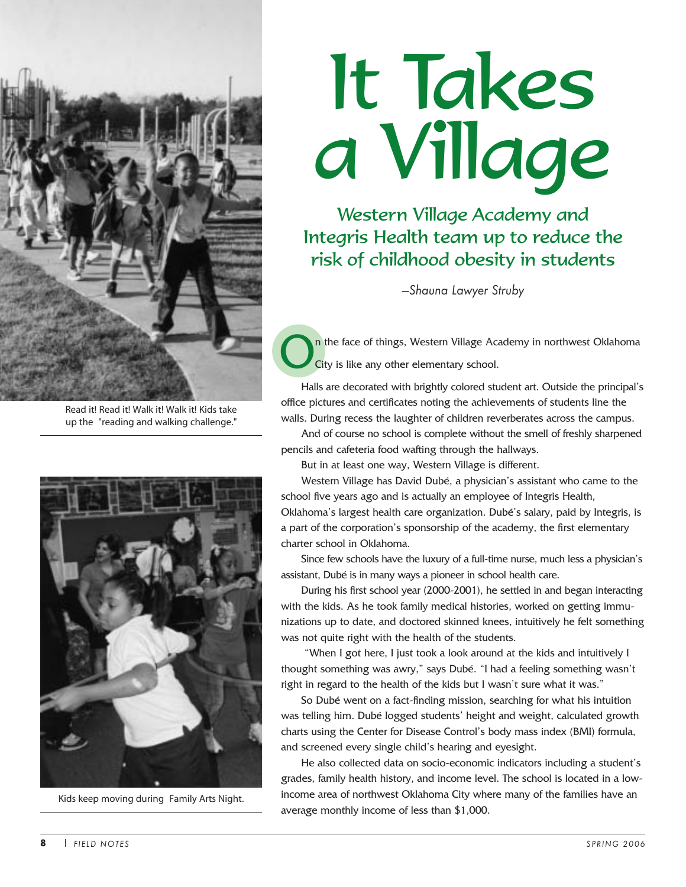# It Takes a Village

## Western Village Academy and Integris Health team up to reduce the risk of childhood obesity in students

*–Shauna Lawyer Struby*

On the face of things, Western Village Academy in northwest Oklahoma City is like any other elementary school.

Halls are decorated with brightly colored student art. Outside the principal's office pictures and certificates noting the achievements of students line the walls. During recess the laughter of children reverberates across the campus.

And of course no school is complete without the smell of freshly sharpened pencils and cafeteria food wafting through the hallways.

But in at least one way, Western Village is different.

Western Village has David Dubé, a physician's assistant who came to the school five years ago and is actually an employee of Integris Health, Oklahoma's largest health care organization. Dubé's salary, paid by Integris, is a part of the corporation's sponsorship of the academy, the first elementary charter school in Oklahoma.

Since few schools have the luxury of a full-time nurse, much less a physician's assistant, Dubé is in many ways a pioneer in school health care.

During his first school year (2000-2001), he settled in and began interacting with the kids. As he took family medical histories, worked on getting immunizations up to date, and doctored skinned knees, intuitively he felt something was not quite right with the health of the students.

"When I got here, I just took a look around at the kids and intuitively I thought something was awry," says Dubé. "I had a feeling something wasn't right in regard to the health of the kids but I wasn't sure what it was."

So Dubé went on a fact-finding mission, searching for what his intuition was telling him. Dubé logged students' height and weight, calculated growth charts using the Center for Disease Control's body mass index (BMI) formula, and screened every single child's hearing and eyesight.

He also collected data on socio-economic indicators including a student's grades, family health history, and income level. The school is located in a low-income area of northwest Oklahoma City where many of the families have an average monthly income of less than $1,000.

Read it! Read it! Walk it! Walk it! Kids take up the "reading and walking challenge."

Kids keep moving during Family Arts Night.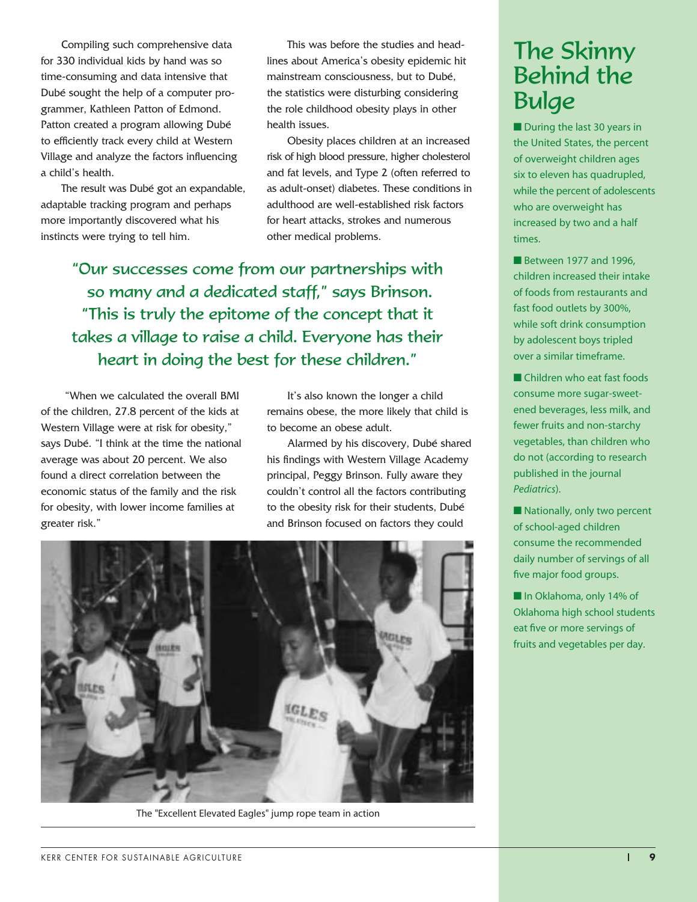Compiling such comprehensive data for 330 individual kids by hand was so time-consuming and data intensive that Dubé sought the help of a computer programmer, Kathleen Patton of Edmond. Patton created a program allowing Dubé to efficiently track every child at Western Village and analyze the factors influencing a child's health.

The result was Dubé got an expandable, adaptable tracking program and perhaps more importantly discovered what his instincts were trying to tell him.

This was before the studies and headlines about America's obesity epidemic hit mainstream consciousness, but to Dubé, the statistics were disturbing considering the role childhood obesity plays in other health issues.

Obesity places children at an increased risk of high blood pressure, higher cholesterol and fat levels, and Type 2 (often referred to as adult-onset) diabetes. These conditions in adulthood are well-established risk factors for heart attacks, strokes and numerous other medical problems.

> "Our successes come from our partnerships with so many and a dedicated staff," says Brinson. "This is truly the epitome of the concept that it takes a village to raise a child. Everyone has their heart in doing the best for these children."

"When we calculated the overall BMI of the children, 27.8 percent of the kids at Western Village were at risk for obesity," says Dubé. "I think at the time the national average was about 20 percent. We also found a direct correlation between the economic status of the family and the risk for obesity, with lower income families at greater risk."

It's also known the longer a child remains obese, the more likely that child is to become an obese adult.

Alarmed by his discovery, Dubé shared his findings with Western Village Academy principal, Peggy Brinson. Fully aware they couldn't control all the factors contributing to the obesity risk for their students, Dubé and Brinson focused on factors they could

The "Excellent Elevated Eagles" jump rope team in action

## The Skinny Behind the Bulge

- During the last 30 years in the United States, the percent of overweight children ages six to eleven has quadrupled, while the percent of adolescents who are overweight has increased by two and a half times.
- Between 1977 and 1996, children increased their intake of foods from restaurants and fast food outlets by 300%, while soft drink consumption by adolescent boys tripled over a similar timeframe.
- Children who eat fast foods consume more sugar-sweetened beverages, less milk, and fewer fruits and non-starchy vegetables, than children who do not (according to research published in the journal *Pediatrics*).
- Nationally, only two percent of school-aged children consume the recommended daily number of servings of all five major food groups.
- In Oklahoma, only 14% of Oklahoma high school students eat five or more servings of fruits and vegetables per day.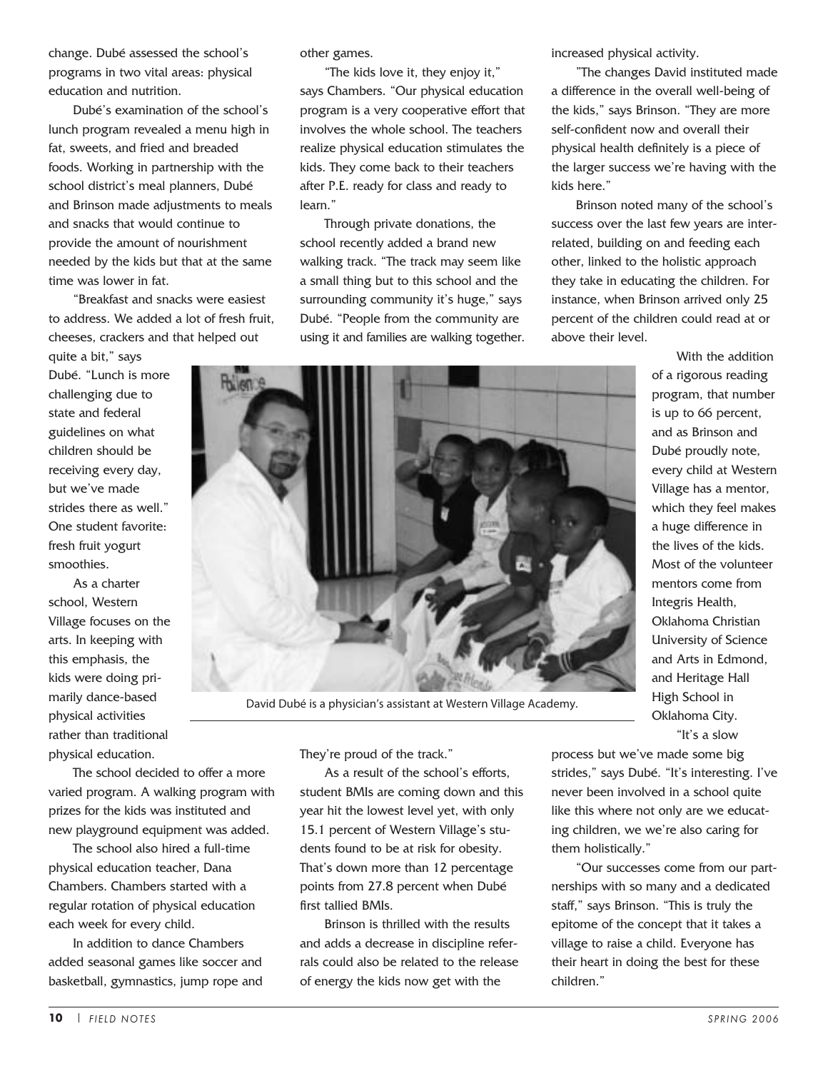change. Dubé assessed the school's programs in two vital areas: physical education and nutrition.

Dubé's examination of the school's lunch program revealed a menu high in fat, sweets, and fried and breaded foods. Working in partnership with the school district's meal planners, Dubé and Brinson made adjustments to meals and snacks that would continue to provide the amount of nourishment needed by the kids but that at the same time was lower in fat.

"Breakfast and snacks were easiest to address. We added a lot of fresh fruit, cheeses, crackers and that helped out quite a bit," says Dubé. "Lunch is more challenging due to state and federal guidelines on what children should be receiving every day, but we've made strides there as well." One student favorite: fresh fruit yogurt smoothies.

As a charter school, Western Village focuses on the arts. In keeping with this emphasis, the kids were doing primarily dance-based physical activities rather than traditional physical education.

The school decided to offer a more varied program. A walking program with prizes for the kids was instituted and new playground equipment was added.

The school also hired a full-time physical education teacher, Dana Chambers. Chambers started with a regular rotation of physical education each week for every child.

In addition to dance Chambers added seasonal games like soccer and basketball, gymnastics, jump rope and other games.

"The kids love it, they enjoy it," says Chambers. "Our physical education program is a very cooperative effort that involves the whole school. The teachers realize physical education stimulates the kids. They come back to their teachers after P.E. ready for class and ready to learn."

Through private donations, the school recently added a brand new walking track. "The track may seem like a small thing but to this school and the surrounding community it's huge," says Dubé. "People from the community are using it and families are walking together. They're proud of the track."

David Dubé is a physician's assistant at Western Village Academy.

As a result of the school's efforts, student BMIs are coming down and this year hit the lowest level yet, with only 15.1 percent of Western Village's students found to be at risk for obesity. That's down more than 12 percentage points from 27.8 percent when Dubé first tallied BMIs.

Brinson is thrilled with the results and adds a decrease in discipline referrals could also be related to the release of energy the kids now get with the increased physical activity.

"The changes David instituted made a difference in the overall well-being of the kids," says Brinson. "They are more self-confident now and overall their physical health definitely is a piece of the larger success we're having with the kids here."

Brinson noted many of the school's success over the last few years are interrelated, building on and feeding each other, linked to the holistic approach they take in educating the children. For instance, when Brinson arrived only 25 percent of the children could read at or above their level.

With the addition of a rigorous reading program, that number is up to 66 percent, and as Brinson and Dubé proudly note, every child at Western Village has a mentor, which they feel makes a huge difference in the lives of the kids. Most of the volunteer mentors come from Integris Health, Oklahoma Christian University of Science and Arts in Edmond, and Heritage Hall High School in Oklahoma City.

"It's a slow process but we've made some big strides," says Dubé. "It's interesting. I've never been involved in a school quite like this where not only are we educating children, we we're also caring for them holistically."

"Our successes come from our partnerships with so many and a dedicated staff," says Brinson. "This is truly the epitome of the concept that it takes a village to raise a child. Everyone has their heart in doing the best for these children."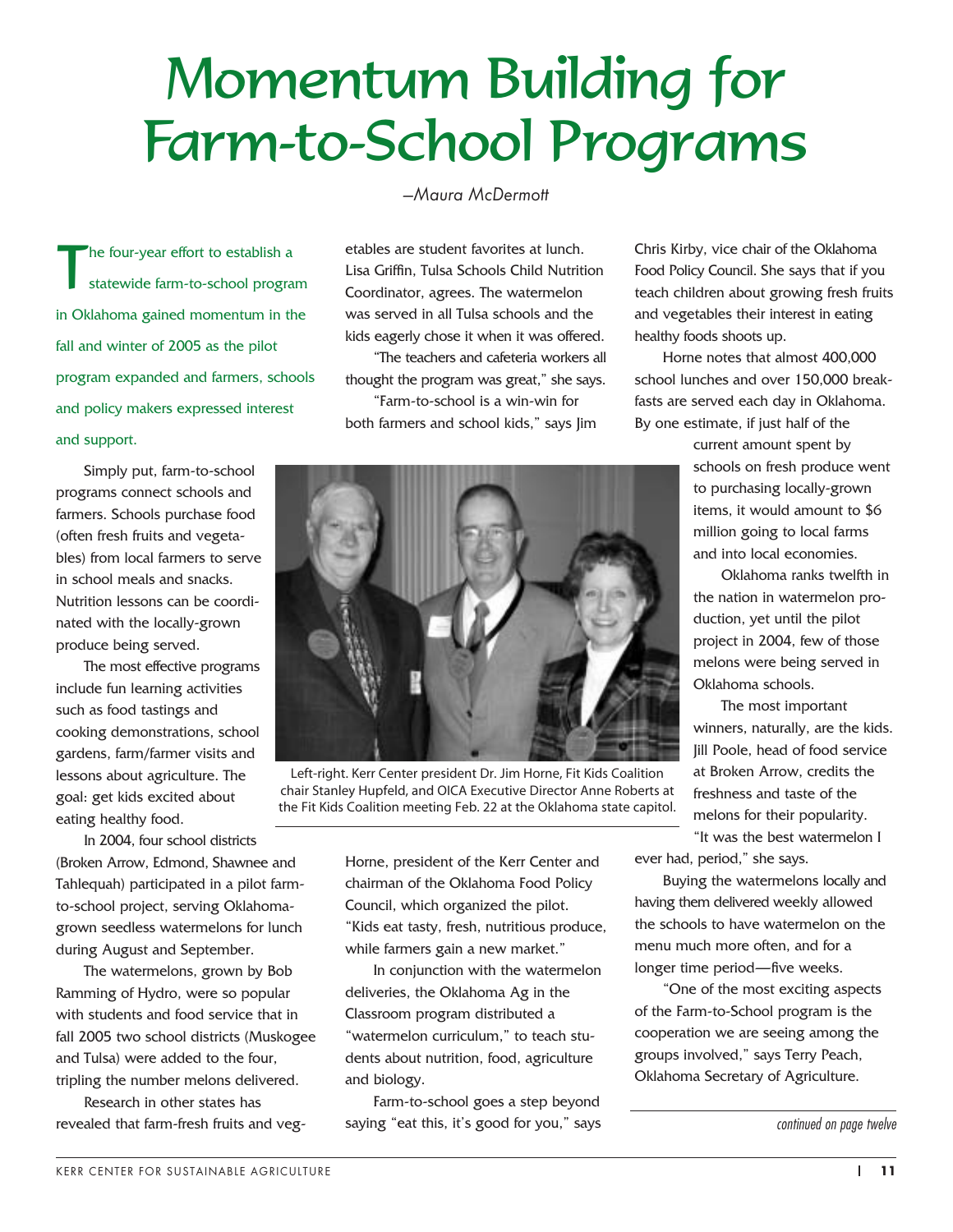# Momentum Building for Farm-to-School Programs

*–Maura McDermott*

The four-year effort to establish a statewide farm-to-school program in Oklahoma gained momentum in the fall and winter of 2005 as the pilot program expanded and farmers, schools and policy makers expressed interest and support.

Simply put, farm-to-school programs connect schools and farmers. Schools purchase food (often fresh fruits and vegetables) from local farmers to serve in school meals and snacks. Nutrition lessons can be coordinated with the locally-grown produce being served.

The most effective programs include fun learning activities such as food tastings and cooking demonstrations, school gardens, farm/farmer visits and lessons about agriculture. The goal: get kids excited about eating healthy food.

In 2004, four school districts (Broken Arrow, Edmond, Shawnee and Tahlequah) participated in a pilot farm-to-school project, serving Oklahoma-grown seedless watermelons for lunch during August and September.

The watermelons, grown by Bob Ramming of Hydro, were so popular with students and food service that in fall 2005 two school districts (Muskogee and Tulsa) were added to the four, tripling the number melons delivered.

Research in other states has revealed that farm-fresh fruits and vegetables are student favorites at lunch. Lisa Griffin, Tulsa Schools Child Nutrition Coordinator, agrees. The watermelon was served in all Tulsa schools and the kids eagerly chose it when it was offered.

"The teachers and cafeteria workers all thought the program was great," she says.

"Farm-to-school is a win-win for both farmers and school kids," says Jim Horne, president of the Kerr Center and chairman of the Oklahoma Food Policy Council, which organized the pilot. "Kids eat tasty, fresh, nutritious produce, while farmers gain a new market."

Left-right. Kerr Center president Dr. Jim Horne, Fit Kids Coalition chair Stanley Hupfeld, and OICA Executive Director Anne Roberts at the Fit Kids Coalition meeting Feb. 22 at the Oklahoma state capitol.

In conjunction with the watermelon deliveries, the Oklahoma Ag in the Classroom program distributed a "watermelon curriculum," to teach students about nutrition, food, agriculture and biology.

Farm-to-school goes a step beyond saying "eat this, it's good for you," says Chris Kirby, vice chair of the Oklahoma Food Policy Council. She says that if you teach children about growing fresh fruits and vegetables their interest in eating healthy foods shoots up.

Horne notes that almost 400,000 school lunches and over 150,000 breakfasts are served each day in Oklahoma. By one estimate, if just half of the current amount spent by schools on fresh produce went to purchasing locally-grown items, it would amount to $6 million going to local farms and into local economies.

Oklahoma ranks twelfth in the nation in watermelon production, yet until the pilot project in 2004, few of those melons were being served in Oklahoma schools.

The most important winners, naturally, are the kids. Jill Poole, head of food service at Broken Arrow, credits the freshness and taste of the melons for their popularity. "It was the best watermelon I ever had, period," she says.

Buying the watermelons locally and having them delivered weekly allowed the schools to have watermelon on the menu much more often, and for a longer time period—five weeks.

"One of the most exciting aspects of the Farm-to-School program is the cooperation we are seeing among the groups involved," says Terry Peach, Oklahoma Secretary of Agriculture.

*continued on page twelve*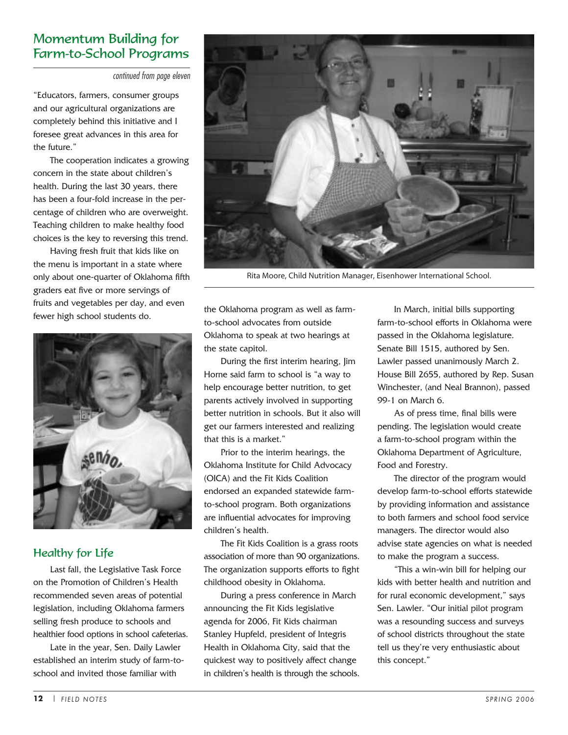## Momentum Building for Farm-to-School Programs

*continued from page eleven*

"Educators, farmers, consumer groups and our agricultural organizations are completely behind this initiative and I foresee great advances in this area for the future."

The cooperation indicates a growing concern in the state about children's health. During the last 30 years, there has been a four-fold increase in the percentage of children who are overweight. Teaching children to make healthy food choices is the key to reversing this trend.

Having fresh fruit that kids like on the menu is important in a state where only about one-quarter of Oklahoma fifth graders eat five or more servings of fruits and vegetables per day, and even fewer high school students do.

Rita Moore, Child Nutrition Manager, Eisenhower International School.

### Healthy for Life

Last fall, the Legislative Task Force on the Promotion of Children's Health recommended seven areas of potential legislation, including Oklahoma farmers selling fresh produce to schools and healthier food options in school cafeterias.

Late in the year, Sen. Daily Lawler established an interim study of farm-to-school and invited those familiar with the Oklahoma program as well as farm-to-school advocates from outside Oklahoma to speak at two hearings at the state capitol.

During the first interim hearing, Jim Horne said farm to school is "a way to help encourage better nutrition, to get parents actively involved in supporting better nutrition in schools. But it also will get our farmers interested and realizing that this is a market."

Prior to the interim hearings, the Oklahoma Institute for Child Advocacy (OICA) and the Fit Kids Coalition endorsed an expanded statewide farm-to-school program. Both organizations are influential advocates for improving children's health.

The Fit Kids Coalition is a grass roots association of more than 90 organizations. The organization supports efforts to fight childhood obesity in Oklahoma.

During a press conference in March announcing the Fit Kids legislative agenda for 2006, Fit Kids chairman Stanley Hupfeld, president of Integris Health in Oklahoma City, said that the quickest way to positively affect change in children's health is through the schools.

In March, initial bills supporting farm-to-school efforts in Oklahoma were passed in the Oklahoma legislature. Senate Bill 1515, authored by Sen. Lawler passed unanimously March 2. House Bill 2655, authored by Rep. Susan Winchester, (and Neal Brannon), passed 99-1 on March 6.

As of press time, final bills were pending. The legislation would create a farm-to-school program within the Oklahoma Department of Agriculture, Food and Forestry.

The director of the program would develop farm-to-school efforts statewide by providing information and assistance to both farmers and school food service managers. The director would also advise state agencies on what is needed to make the program a success.

"This a win-win bill for helping our kids with better health and nutrition and for rural economic development," says Sen. Lawler. "Our initial pilot program was a resounding success and surveys of school districts throughout the state tell us they're very enthusiastic about this concept."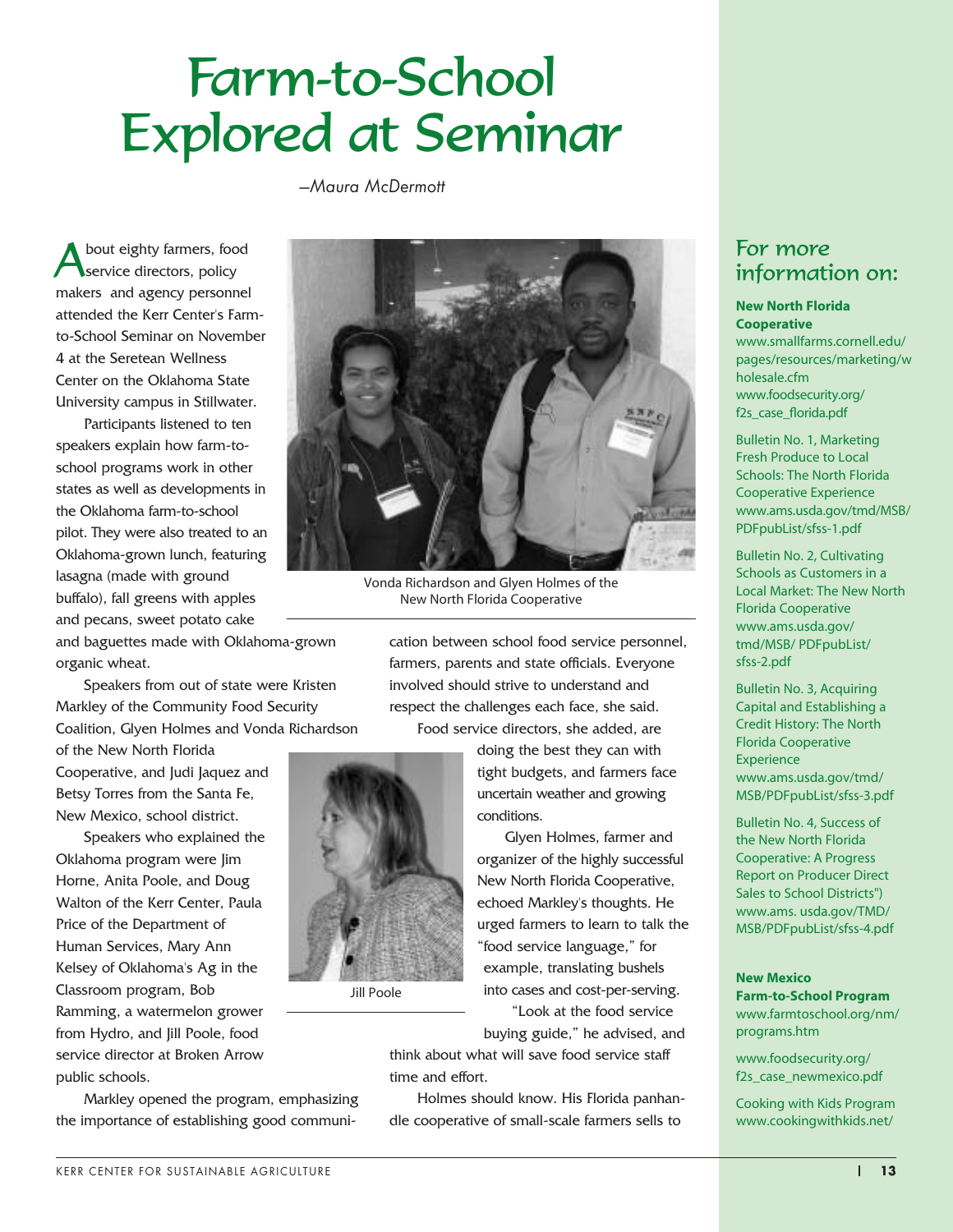# Farm-to-School Explored at Seminar

*—Maura McDermott*

About eighty farmers, food service directors, policy makers and agency personnel attended the Kerr Center's Farm-to-School Seminar on November 4 at the Seretean Wellness Center on the Oklahoma State University campus in Stillwater.

Participants listened to ten speakers explain how farm-to-school programs work in other states as well as developments in the Oklahoma farm-to-school pilot. They were also treated to an Oklahoma-grown lunch, featuring lasagna (made with ground buffalo), fall greens with apples and pecans, sweet potato cake and baguettes made with Oklahoma-grown organic wheat.

Vonda Richardson and Glyen Holmes of the New North Florida Cooperative

Speakers from out of state were Kristen Markley of the Community Food Security Coalition, Glyen Holmes and Vonda Richardson of the New North Florida Cooperative, and Judi Jaquez and Betsy Torres from the Santa Fe, New Mexico, school district.

Speakers who explained the Oklahoma program were Jim Horne, Anita Poole, and Doug Walton of the Kerr Center, Paula Price of the Department of Human Services, Mary Ann Kelsey of Oklahoma's Ag in the Classroom program, Bob Ramming, a watermelon grower from Hydro, and Jill Poole, food service director at Broken Arrow public schools.

Markley opened the program, emphasizing the importance of establishing good communication between school food service personnel, farmers, parents and state officials. Everyone involved should strive to understand and respect the challenges each face, she said.

Food service directors, she added, are doing the best they can with tight budgets, and farmers face uncertain weather and growing conditions.

Jill Poole

Glyen Holmes, farmer and organizer of the highly successful New North Florida Cooperative, echoed Markley's thoughts. He urged farmers to learn to talk the "food service language," for example, translating bushels into cases and cost-per-serving.

"Look at the food service buying guide," he advised, and think about what will save food service staff time and effort.

Holmes should know. His Florida panhandle cooperative of small-scale farmers sells to

## For more information on:

**New North Florida Cooperative**
www.smallfarms.cornell.edu/pages/resources/marketing/wholesale.cfm
www.foodsecurity.org/f2s_case_florida.pdf

Bulletin No. 1, Marketing Fresh Produce to Local Schools: The North Florida Cooperative Experience
www.ams.usda.gov/tmd/MSB/PDFpubList/sfss-1.pdf

Bulletin No. 2, Cultivating Schools as Customers in a Local Market: The New North Florida Cooperative
www.ams.usda.gov/tmd/MSB/ PDFpubList/sfss-2.pdf

Bulletin No. 3, Acquiring Capital and Establishing a Credit History: The North Florida Cooperative Experience
www.ams.usda.gov/tmd/MSB/PDFpubList/sfss-3.pdf

Bulletin No. 4, Success of the New North Florida Cooperative: A Progress Report on Producer Direct Sales to School Districts")
www.ams. usda.gov/TMD/MSB/PDFpubList/sfss-4.pdf

**New Mexico Farm-to-School Program**
www.farmtoschool.org/nm/programs.htm

www.foodsecurity.org/f2s_case_newmexico.pdf

Cooking with Kids Program
www.cookingwithkids.net/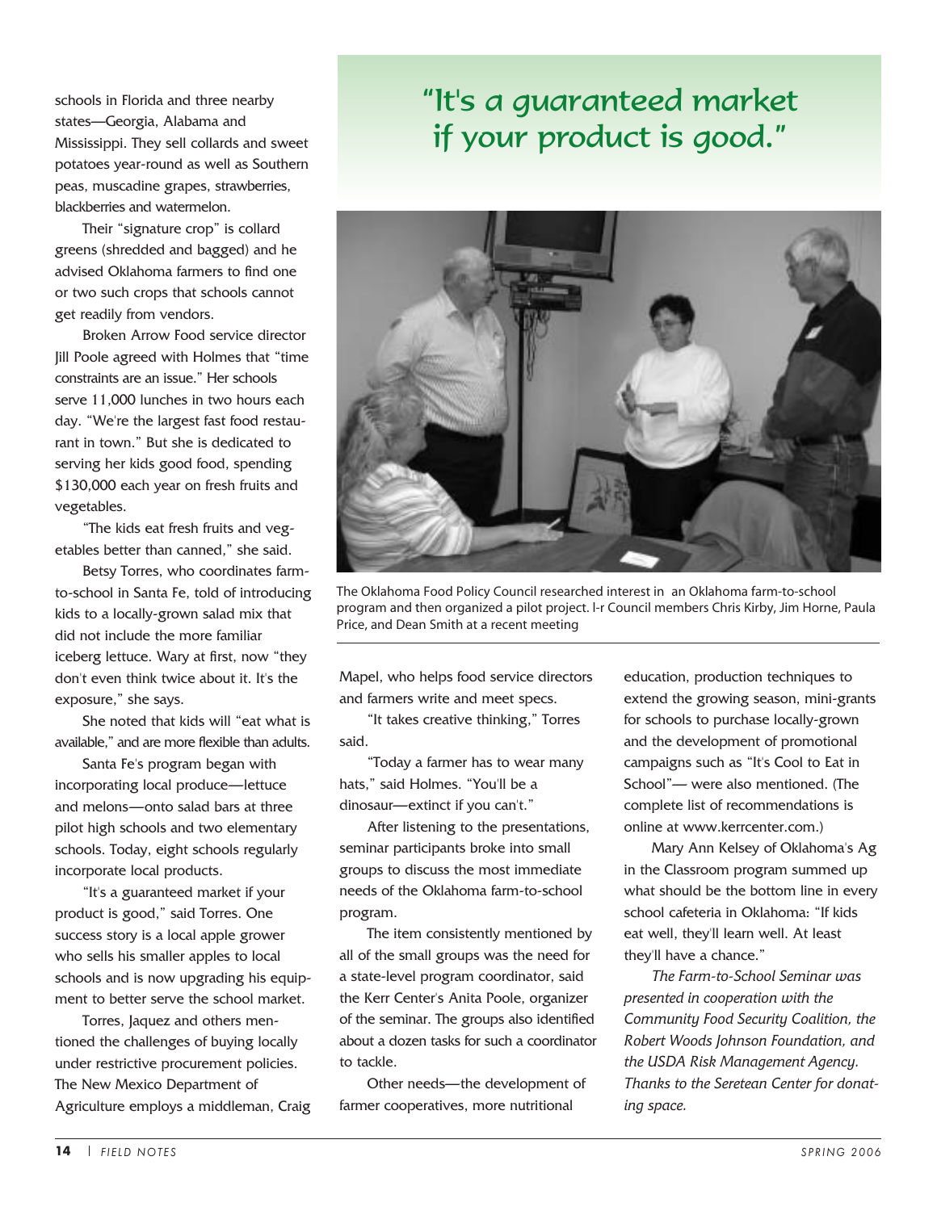schools in Florida and three nearby states—Georgia, Alabama and Mississippi. They sell collards and sweet potatoes year-round as well as Southern peas, muscadine grapes, strawberries, blackberries and watermelon.

Their "signature crop" is collard greens (shredded and bagged) and he advised Oklahoma farmers to find one or two such crops that schools cannot get readily from vendors.

Broken Arrow Food service director Jill Poole agreed with Holmes that "time constraints are an issue." Her schools serve 11,000 lunches in two hours each day. "We're the largest fast food restaurant in town." But she is dedicated to serving her kids good food, spending $130,000 each year on fresh fruits and vegetables.

"The kids eat fresh fruits and vegetables better than canned," she said.

Betsy Torres, who coordinates farm-to-school in Santa Fe, told of introducing kids to a locally-grown salad mix that did not include the more familiar iceberg lettuce. Wary at first, now "they don't even think twice about it. It's the exposure," she says.

She noted that kids will "eat what is available," and are more flexible than adults.

Santa Fe's program began with incorporating local produce—lettuce and melons—onto salad bars at three pilot high schools and two elementary schools. Today, eight schools regularly incorporate local products.

"It's a guaranteed market if your product is good," said Torres. One success story is a local apple grower who sells his smaller apples to local schools and is now upgrading his equipment to better serve the school market.

Torres, Jaquez and others mentioned the challenges of buying locally under restrictive procurement policies. The New Mexico Department of Agriculture employs a middleman, Craig Mapel, who helps food service directors and farmers write and meet specs.

## "It's a guaranteed market if your product is good."

The Oklahoma Food Policy Council researched interest in an Oklahoma farm-to-school program and then organized a pilot project. l-r Council members Chris Kirby, Jim Horne, Paula Price, and Dean Smith at a recent meeting

"It takes creative thinking," Torres said.

"Today a farmer has to wear many hats," said Holmes. "You'll be a dinosaur—extinct if you can't."

After listening to the presentations, seminar participants broke into small groups to discuss the most immediate needs of the Oklahoma farm-to-school program.

The item consistently mentioned by all of the small groups was the need for a state-level program coordinator, said the Kerr Center's Anita Poole, organizer of the seminar. The groups also identified about a dozen tasks for such a coordinator to tackle.

Other needs—the development of farmer cooperatives, more nutritional education, production techniques to extend the growing season, mini-grants for schools to purchase locally-grown and the development of promotional campaigns such as "It's Cool to Eat in School"— were also mentioned. (The complete list of recommendations is online at www.kerrcenter.com.)

Mary Ann Kelsey of Oklahoma's Ag in the Classroom program summed up what should be the bottom line in every school cafeteria in Oklahoma: "If kids eat well, they'll learn well. At least they'll have a chance."

*The Farm-to-School Seminar was presented in cooperation with the Community Food Security Coalition, the Robert Woods Johnson Foundation, and the USDA Risk Management Agency. Thanks to the Seretean Center for donating space.*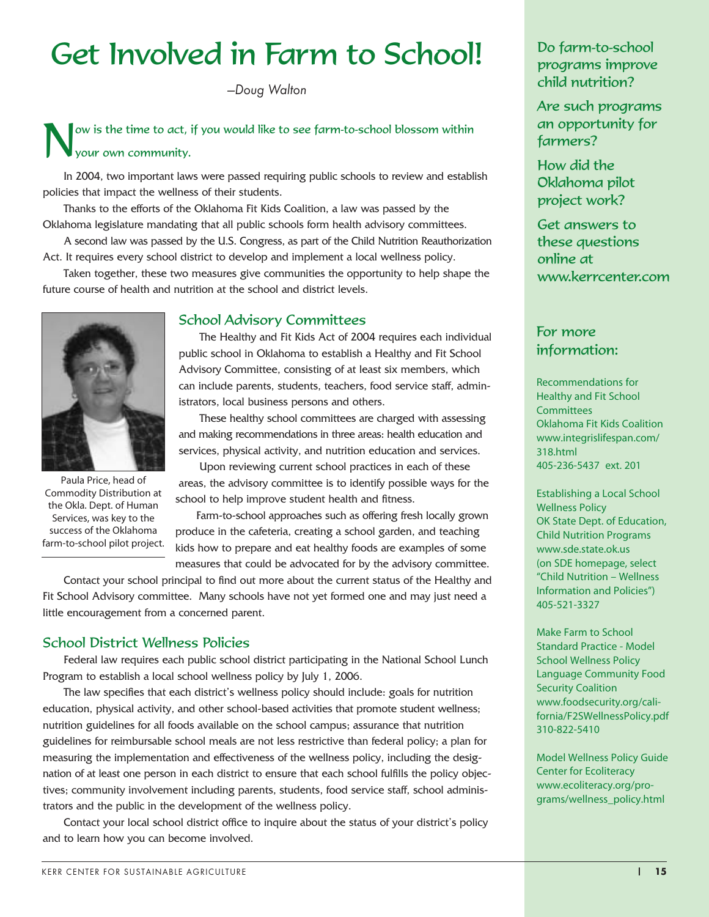# Get Involved in Farm to School!

*—Doug Walton*

Now is the time to act, if you would like to see farm-to-school blossom within your own community.

In 2004, two important laws were passed requiring public schools to review and establish policies that impact the wellness of their students.

Thanks to the efforts of the Oklahoma Fit Kids Coalition, a law was passed by the Oklahoma legislature mandating that all public schools form health advisory committees.

A second law was passed by the U.S. Congress, as part of the Child Nutrition Reauthorization Act. It requires every school district to develop and implement a local wellness policy.

Taken together, these two measures give communities the opportunity to help shape the future course of health and nutrition at the school and district levels.

Paula Price, head of Commodity Distribution at the Okla. Dept. of Human Services, was key to the success of the Oklahoma farm-to-school pilot project.

## School Advisory Committees

The Healthy and Fit Kids Act of 2004 requires each individual public school in Oklahoma to establish a Healthy and Fit School Advisory Committee, consisting of at least six members, which can include parents, students, teachers, food service staff, administrators, local business persons and others.

These healthy school committees are charged with assessing and making recommendations in three areas: health education and services, physical activity, and nutrition education and services.

Upon reviewing current school practices in each of these areas, the advisory committee is to identify possible ways for the school to help improve student health and fitness.

Farm-to-school approaches such as offering fresh locally grown produce in the cafeteria, creating a school garden, and teaching kids how to prepare and eat healthy foods are examples of some measures that could be advocated for by the advisory committee.

Contact your school principal to find out more about the current status of the Healthy and Fit School Advisory committee. Many schools have not yet formed one and may just need a little encouragement from a concerned parent.

## School District Wellness Policies

Federal law requires each public school district participating in the National School Lunch Program to establish a local school wellness policy by July 1, 2006.

The law specifies that each district's wellness policy should include: goals for nutrition education, physical activity, and other school-based activities that promote student wellness; nutrition guidelines for all foods available on the school campus; assurance that nutrition guidelines for reimbursable school meals are not less restrictive than federal policy; a plan for measuring the implementation and effectiveness of the wellness policy, including the designation of at least one person in each district to ensure that each school fulfills the policy objectives; community involvement including parents, students, food service staff, school administrators and the public in the development of the wellness policy.

Contact your local school district office to inquire about the status of your district's policy and to learn how you can become involved.

---

Do farm-to-school programs improve child nutrition?

Are such programs an opportunity for farmers?

How did the Oklahoma pilot project work?

Get answers to these questions online at www.kerrcenter.com

## For more information:

Recommendations for Healthy and Fit School Committees
Oklahoma Fit Kids Coalition
www.integrislifespan.com/318.html
405-236-5437 ext. 201

Establishing a Local School Wellness Policy
OK State Dept. of Education, Child Nutrition Programs
www.sde.state.ok.us
(on SDE homepage, select "Child Nutrition – Wellness Information and Policies")
405-521-3327

Make Farm to School Standard Practice - Model School Wellness Policy Language Community Food Security Coalition
www.foodsecurity.org/california/F2SWellnessPolicy.pdf
310-822-5410

Model Wellness Policy Guide
Center for Ecoliteracy
www.ecoliteracy.org/programs/wellness_policy.html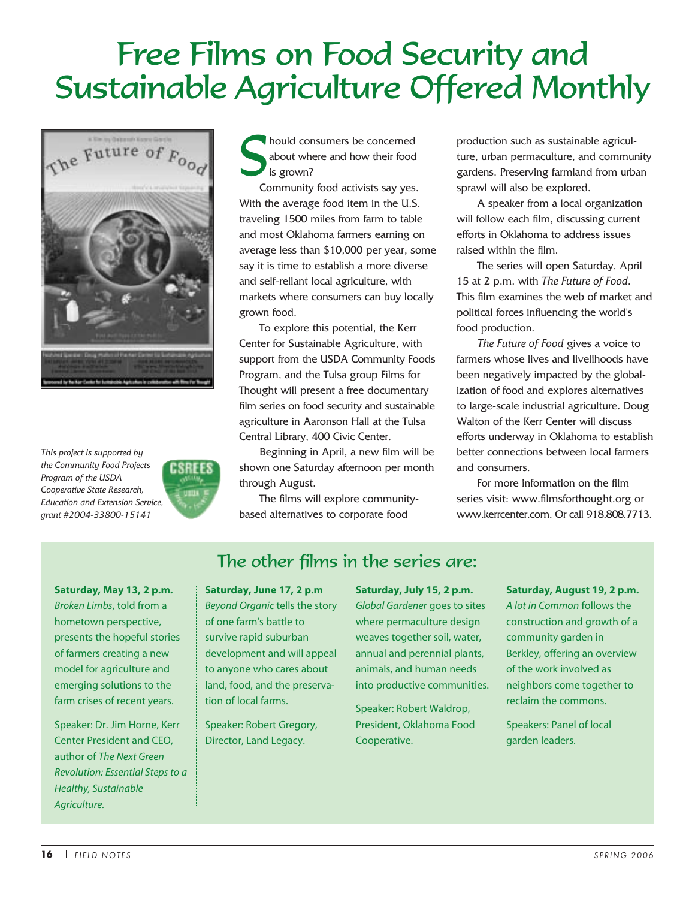# Free Films on Food Security and Sustainable Agriculture Offered Monthly

*This project is supported by the Community Food Projects Program of the USDA Cooperative State Research, Education and Extension Service, grant #2004-33800-15141*

Should consumers be concerned about where and how their food is grown?

Community food activists say yes. With the average food item in the U.S. traveling 1500 miles from farm to table and most Oklahoma farmers earning on average less than $10,000 per year, some say it is time to establish a more diverse and self-reliant local agriculture, with markets where consumers can buy locally grown food.

To explore this potential, the Kerr Center for Sustainable Agriculture, with support from the USDA Community Foods Program, and the Tulsa group Films for Thought will present a free documentary film series on food security and sustainable agriculture in Aaronson Hall at the Tulsa Central Library, 400 Civic Center.

Beginning in April, a new film will be shown one Saturday afternoon per month through August.

The films will explore community-based alternatives to corporate food production such as sustainable agriculture, urban permaculture, and community gardens. Preserving farmland from urban sprawl will also be explored.

A speaker from a local organization will follow each film, discussing current efforts in Oklahoma to address issues raised within the film.

The series will open Saturday, April 15 at 2 p.m. with *The Future of Food*. This film examines the web of market and political forces influencing the world's food production.

*The Future of Food* gives a voice to farmers whose lives and livelihoods have been negatively impacted by the globalization of food and explores alternatives to large-scale industrial agriculture. Doug Walton of the Kerr Center will discuss efforts underway in Oklahoma to establish better connections between local farmers and consumers.

For more information on the film series visit: www.filmsforthought.org or www.kerrcenter.com. Or call 918.808.7713.

## The other films in the series are:

**Saturday, May 13, 2 p.m.**
*Broken Limbs*, told from a hometown perspective, presents the hopeful stories of farmers creating a new model for agriculture and emerging solutions to the farm crises of recent years.

Speaker: Dr. Jim Horne, Kerr Center President and CEO, author of *The Next Green Revolution: Essential Steps to a Healthy, Sustainable Agriculture.*

**Saturday, June 17, 2 p.m**
*Beyond Organic* tells the story of one farm's battle to survive rapid suburban development and will appeal to anyone who cares about land, food, and the preservation of local farms.

Speaker: Robert Gregory, Director, Land Legacy.

**Saturday, July 15, 2 p.m.**
*Global Gardener* goes to sites where permaculture design weaves together soil, water, annual and perennial plants, animals, and human needs into productive communities.

Speaker: Robert Waldrop, President, Oklahoma Food Cooperative.

**Saturday, August 19, 2 p.m.**
*A lot in Common* follows the construction and growth of a community garden in Berkley, offering an overview of the work involved as neighbors come together to reclaim the commons.

Speakers: Panel of local garden leaders.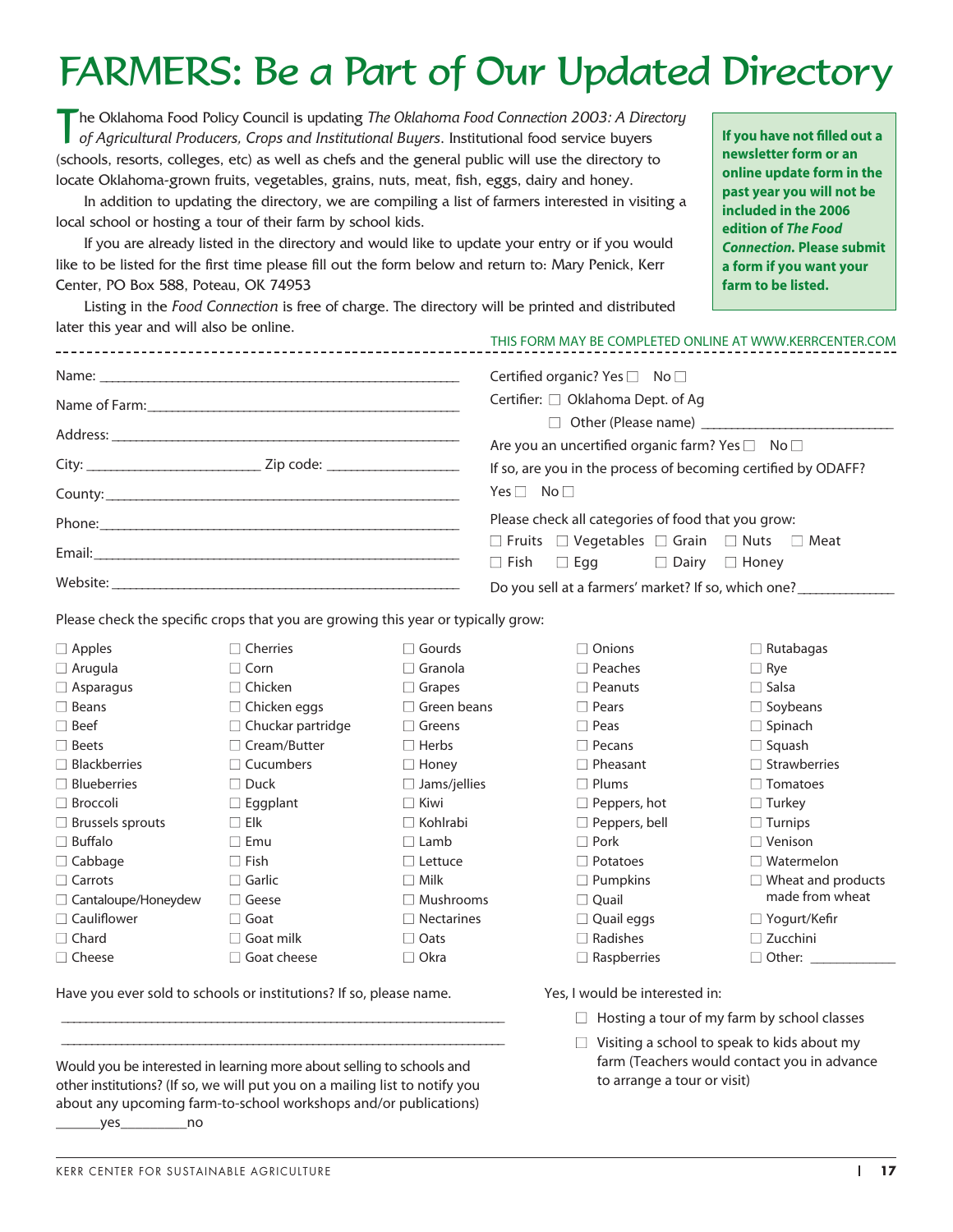# FARMERS: Be a Part of Our Updated Directory

The Oklahoma Food Policy Council is updating *The Oklahoma Food Connection 2003: A Directory of Agricultural Producers, Crops and Institutional Buyers*. Institutional food service buyers (schools, resorts, colleges, etc) as well as chefs and the general public will use the directory to locate Oklahoma-grown fruits, vegetables, grains, nuts, meat, fish, eggs, dairy and honey.

In addition to updating the directory, we are compiling a list of farmers interested in visiting a local school or hosting a tour of their farm by school kids.

If you are already listed in the directory and would like to update your entry or if you would like to be listed for the first time please fill out the form below and return to: Mary Penick, Kerr Center, PO Box 588, Poteau, OK 74953

Listing in the *Food Connection* is free of charge. The directory will be printed and distributed later this year and will also be online.

**If you have not filled out a newsletter form or an online update form in the past year you will not be included in the 2006 edition of *The Food Connection*. Please submit a form if you want your farm to be listed.**

THIS FORM MAY BE COMPLETED ONLINE AT WWW.KERRCENTER.COM

---

Name: ____________________

Name of Farm: ____________________

Address: ____________________

City: ____________ Zip code: ____________

County: ____________________

Phone: ____________________

Email: ____________________

Website: ____________________

Certified organic? Yes ☐ No ☐

Certifier: ☐ Oklahoma Dept. of Ag

☐ Other (Please name) ____________________

Are you an uncertified organic farm? Yes ☐ No ☐

If so, are you in the process of becoming certified by ODAFF?

Yes ☐ No ☐

Please check all categories of food that you grow:

☐ Fruits ☐ Vegetables ☐ Grain ☐ Nuts ☐ Meat

☐ Fish ☐ Egg ☐ Dairy ☐ Honey

Do you sell at a farmers' market? If so, which one? ____________

Please check the specific crops that you are growing this year or typically grow:

| | | | | |
|---|---|---|---|---|
| ☐ Apples | ☐ Cherries | ☐ Gourds | ☐ Onions | ☐ Rutabagas |
| ☐ Arugula | ☐ Corn | ☐ Granola | ☐ Peaches | ☐ Rye |
| ☐ Asparagus | ☐ Chicken | ☐ Grapes | ☐ Peanuts | ☐ Salsa |
| ☐ Beans | ☐ Chicken eggs | ☐ Green beans | ☐ Pears | ☐ Soybeans |
| ☐ Beef | ☐ Chuckar partridge | ☐ Greens | ☐ Peas | ☐ Spinach |
| ☐ Beets | ☐ Cream/Butter | ☐ Herbs | ☐ Pecans | ☐ Squash |
| ☐ Blackberries | ☐ Cucumbers | ☐ Honey | ☐ Pheasant | ☐ Strawberries |
| ☐ Blueberries | ☐ Duck | ☐ Jams/jellies | ☐ Plums | ☐ Tomatoes |
| ☐ Broccoli | ☐ Eggplant | ☐ Kiwi | ☐ Peppers, hot | ☐ Turkey |
| ☐ Brussels sprouts | ☐ Elk | ☐ Kohlrabi | ☐ Peppers, bell | ☐ Turnips |
| ☐ Buffalo | ☐ Emu | ☐ Lamb | ☐ Pork | ☐ Venison |
| ☐ Cabbage | ☐ Fish | ☐ Lettuce | ☐ Potatoes | ☐ Watermelon |
| ☐ Carrots | ☐ Garlic | ☐ Milk | ☐ Pumpkins | ☐ Wheat and products made from wheat |
| ☐ Cantaloupe/Honeydew | ☐ Geese | ☐ Mushrooms | ☐ Quail | ☐ Yogurt/Kefir |
| ☐ Cauliflower | ☐ Goat | ☐ Nectarines | ☐ Quail eggs | ☐ Zucchini |
| ☐ Chard | ☐ Goat milk | ☐ Oats | ☐ Radishes | ☐ Other: ________ |
| ☐ Cheese | ☐ Goat cheese | ☐ Okra | ☐ Raspberries | |

Have you ever sold to schools or institutions? If so, please name.

____________________________________________

____________________________________________

Would you be interested in learning more about selling to schools and other institutions? (If so, we will put you on a mailing list to notify you about any upcoming farm-to-school workshops and/or publications)

______yes_________no

Yes, I would be interested in:

☐ Hosting a tour of my farm by school classes

☐ Visiting a school to speak to kids about my farm (Teachers would contact you in advance to arrange a tour or visit)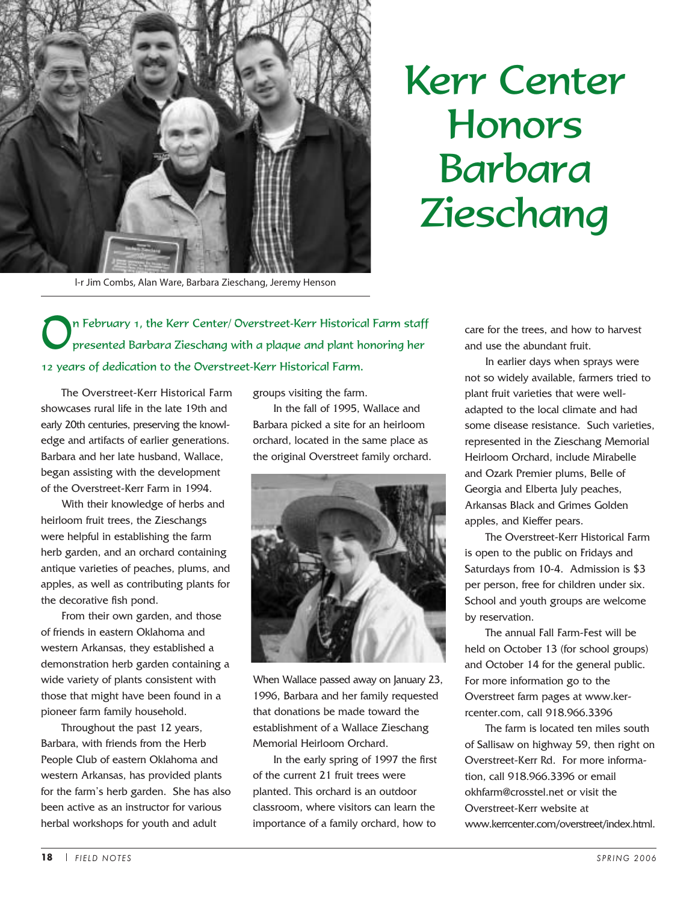# Kerr Center Honors Barbara Zieschang

l-r Jim Combs, Alan Ware, Barbara Zieschang, Jeremy Henson

On February 1, the Kerr Center/ Overstreet-Kerr Historical Farm staff presented Barbara Zieschang with a plaque and plant honoring her 12 years of dedication to the Overstreet-Kerr Historical Farm.

The Overstreet-Kerr Historical Farm showcases rural life in the late 19th and early 20th centuries, preserving the knowledge and artifacts of earlier generations. Barbara and her late husband, Wallace, began assisting with the development of the Overstreet-Kerr Farm in 1994.

With their knowledge of herbs and heirloom fruit trees, the Zieschangs were helpful in establishing the farm herb garden, and an orchard containing antique varieties of peaches, plums, and apples, as well as contributing plants for the decorative fish pond.

From their own garden, and those of friends in eastern Oklahoma and western Arkansas, they established a demonstration herb garden containing a wide variety of plants consistent with those that might have been found in a pioneer farm family household.

Throughout the past 12 years, Barbara, with friends from the Herb People Club of eastern Oklahoma and western Arkansas, has provided plants for the farm's herb garden. She has also been active as an instructor for various herbal workshops for youth and adult groups visiting the farm.

In the fall of 1995, Wallace and Barbara picked a site for an heirloom orchard, located in the same place as the original Overstreet family orchard.

When Wallace passed away on January 23, 1996, Barbara and her family requested that donations be made toward the establishment of a Wallace Zieschang Memorial Heirloom Orchard.

In the early spring of 1997 the first of the current 21 fruit trees were planted. This orchard is an outdoor classroom, where visitors can learn the importance of a family orchard, how to care for the trees, and how to harvest and use the abundant fruit.

In earlier days when sprays were not so widely available, farmers tried to plant fruit varieties that were well-adapted to the local climate and had some disease resistance. Such varieties, represented in the Zieschang Memorial Heirloom Orchard, include Mirabelle and Ozark Premier plums, Belle of Georgia and Elberta July peaches, Arkansas Black and Grimes Golden apples, and Kieffer pears.

The Overstreet-Kerr Historical Farm is open to the public on Fridays and Saturdays from 10-4. Admission is $3 per person, free for children under six. School and youth groups are welcome by reservation.

The annual Fall Farm-Fest will be held on October 13 (for school groups) and October 14 for the general public. For more information go to the Overstreet farm pages at www.kerrcenter.com, call 918.966.3396

The farm is located ten miles south of Sallisaw on highway 59, then right on Overstreet-Kerr Rd. For more information, call 918.966.3396 or email okhfarm@crosstel.net or visit the Overstreet-Kerr website at www.kerrcenter.com/overstreet/index.html.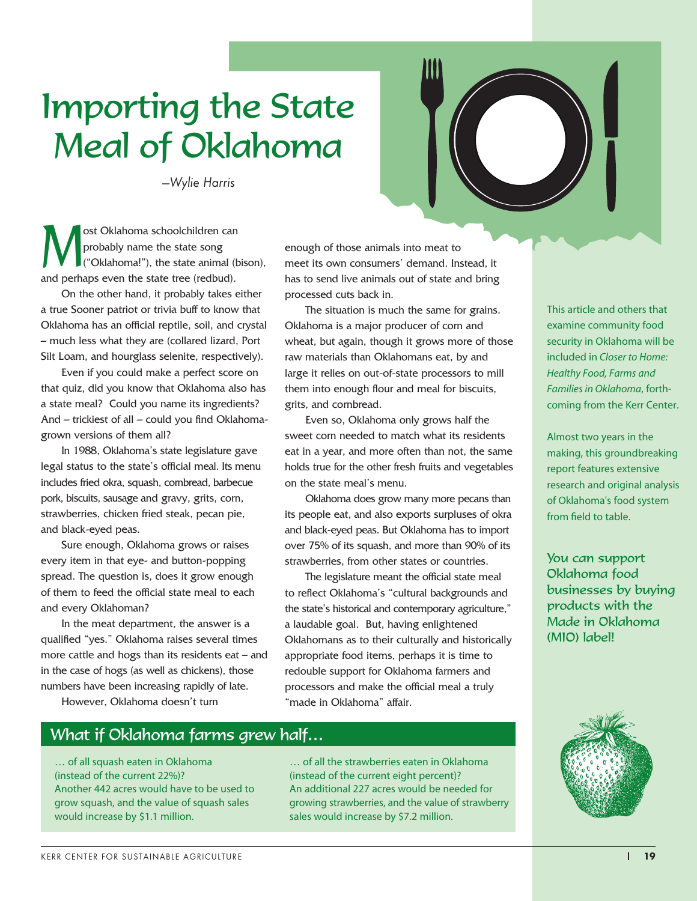# Importing the State Meal of Oklahoma

*–Wylie Harris*

Most Oklahoma schoolchildren can probably name the state song ("Oklahoma!"), the state animal (bison), and perhaps even the state tree (redbud).

On the other hand, it probably takes either a true Sooner patriot or trivia buff to know that Oklahoma has an official reptile, soil, and crystal – much less what they are (collared lizard, Port Silt Loam, and hourglass selenite, respectively).

Even if you could make a perfect score on that quiz, did you know that Oklahoma also has a state meal? Could you name its ingredients? And – trickiest of all – could you find Oklahoma-grown versions of them all?

In 1988, Oklahoma's state legislature gave legal status to the state's official meal. Its menu includes fried okra, squash, cornbread, barbecue pork, biscuits, sausage and gravy, grits, corn, strawberries, chicken fried steak, pecan pie, and black-eyed peas.

Sure enough, Oklahoma grows or raises every item in that eye- and button-popping spread. The question is, does it grow enough of them to feed the official state meal to each and every Oklahoman?

In the meat department, the answer is a qualified "yes." Oklahoma raises several times more cattle and hogs than its residents eat – and in the case of hogs (as well as chickens), those numbers have been increasing rapidly of late.

However, Oklahoma doesn't turn enough of those animals into meat to meet its own consumers' demand. Instead, it has to send live animals out of state and bring processed cuts back in.

The situation is much the same for grains. Oklahoma is a major producer of corn and wheat, but again, though it grows more of those raw materials than Oklahomans eat, by and large it relies on out-of-state processors to mill them into enough flour and meal for biscuits, grits, and cornbread.

Even so, Oklahoma only grows half the sweet corn needed to match what its residents eat in a year, and more often than not, the same holds true for the other fresh fruits and vegetables on the state meal's menu.

Oklahoma does grow many more pecans than its people eat, and also exports surpluses of okra and black-eyed peas. But Oklahoma has to import over 75% of its squash, and more than 90% of its strawberries, from other states or countries.

The legislature meant the official state meal to reflect Oklahoma's "cultural backgrounds and the state's historical and contemporary agriculture," a laudable goal. But, having enlightened Oklahomans as to their culturally and historically appropriate food items, perhaps it is time to redouble support for Oklahoma farmers and processors and make the official meal a truly "made in Oklahoma" affair.

## What if Oklahoma farms grew half…

… of all squash eaten in Oklahoma (instead of the current 22%)? Another 442 acres would have to be used to grow squash, and the value of squash sales would increase by $1.1 million.

… of all the strawberries eaten in Oklahoma (instead of the current eight percent)? An additional 227 acres would be needed for growing strawberries, and the value of strawberry sales would increase by $7.2 million.

This article and others that examine community food security in Oklahoma will be included in *Closer to Home: Healthy Food, Farms and Families in Oklahoma*, forthcoming from the Kerr Center.

Almost two years in the making, this groundbreaking report features extensive research and original analysis of Oklahoma's food system from field to table.

**You can support Oklahoma food businesses by buying products with the Made in Oklahoma (MIO) label!**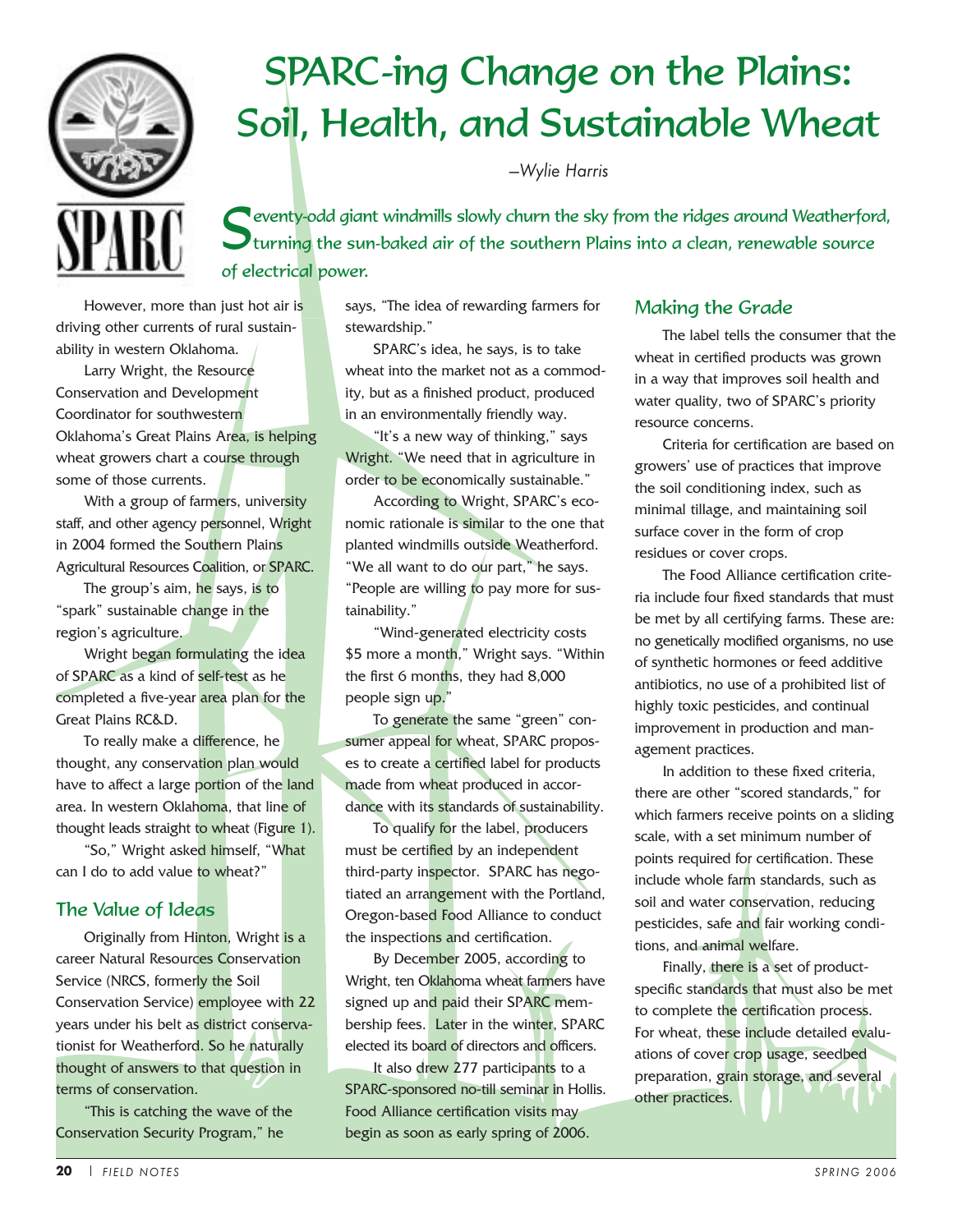# SPARC-ing Change on the Plains: Soil, Health, and Sustainable Wheat

*—Wylie Harris*

**Seventy-odd giant windmills slowly churn the sky from the ridges around Weatherford, turning the sun-baked air of the southern Plains into a clean, renewable source of electrical power.**

However, more than just hot air is driving other currents of rural sustainability in western Oklahoma.

Larry Wright, the Resource Conservation and Development Coordinator for southwestern Oklahoma's Great Plains Area, is helping wheat growers chart a course through some of those currents.

With a group of farmers, university staff, and other agency personnel, Wright in 2004 formed the Southern Plains Agricultural Resources Coalition, or SPARC.

The group's aim, he says, is to "spark" sustainable change in the region's agriculture.

Wright began formulating the idea of SPARC as a kind of self-test as he completed a five-year area plan for the Great Plains RC&D.

To really make a difference, he thought, any conservation plan would have to affect a large portion of the land area. In western Oklahoma, that line of thought leads straight to wheat (Figure 1).

"So," Wright asked himself, "What can I do to add value to wheat?"

## The Value of Ideas

Originally from Hinton, Wright is a career Natural Resources Conservation Service (NRCS, formerly the Soil Conservation Service) employee with 22 years under his belt as district conservationist for Weatherford. So he naturally thought of answers to that question in terms of conservation.

"This is catching the wave of the Conservation Security Program," he says, "The idea of rewarding farmers for stewardship."

SPARC's idea, he says, is to take wheat into the market not as a commodity, but as a finished product, produced in an environmentally friendly way.

"It's a new way of thinking," says Wright. "We need that in agriculture in order to be economically sustainable."

According to Wright, SPARC's economic rationale is similar to the one that planted windmills outside Weatherford. "We all want to do our part," he says. "People are willing to pay more for sustainability."

"Wind-generated electricity costs $5 more a month," Wright says. "Within the first 6 months, they had 8,000 people sign up."

To generate the same "green" consumer appeal for wheat, SPARC proposes to create a certified label for products made from wheat produced in accordance with its standards of sustainability.

To qualify for the label, producers must be certified by an independent third-party inspector. SPARC has negotiated an arrangement with the Portland, Oregon-based Food Alliance to conduct the inspections and certification.

By December 2005, according to Wright, ten Oklahoma wheat farmers have signed up and paid their SPARC membership fees. Later in the winter, SPARC elected its board of directors and officers.

It also drew 277 participants to a SPARC-sponsored no-till seminar in Hollis. Food Alliance certification visits may begin as soon as early spring of 2006.

## Making the Grade

The label tells the consumer that the wheat in certified products was grown in a way that improves soil health and water quality, two of SPARC's priority resource concerns.

Criteria for certification are based on growers' use of practices that improve the soil conditioning index, such as minimal tillage, and maintaining soil surface cover in the form of crop residues or cover crops.

The Food Alliance certification criteria include four fixed standards that must be met by all certifying farms. These are: no genetically modified organisms, no use of synthetic hormones or feed additive antibiotics, no use of a prohibited list of highly toxic pesticides, and continual improvement in production and management practices.

In addition to these fixed criteria, there are other "scored standards," for which farmers receive points on a sliding scale, with a set minimum number of points required for certification. These include whole farm standards, such as soil and water conservation, reducing pesticides, safe and fair working conditions, and animal welfare.

Finally, there is a set of product-specific standards that must also be met to complete the certification process. For wheat, these include detailed evaluations of cover crop usage, seedbed preparation, grain storage, and several other practices.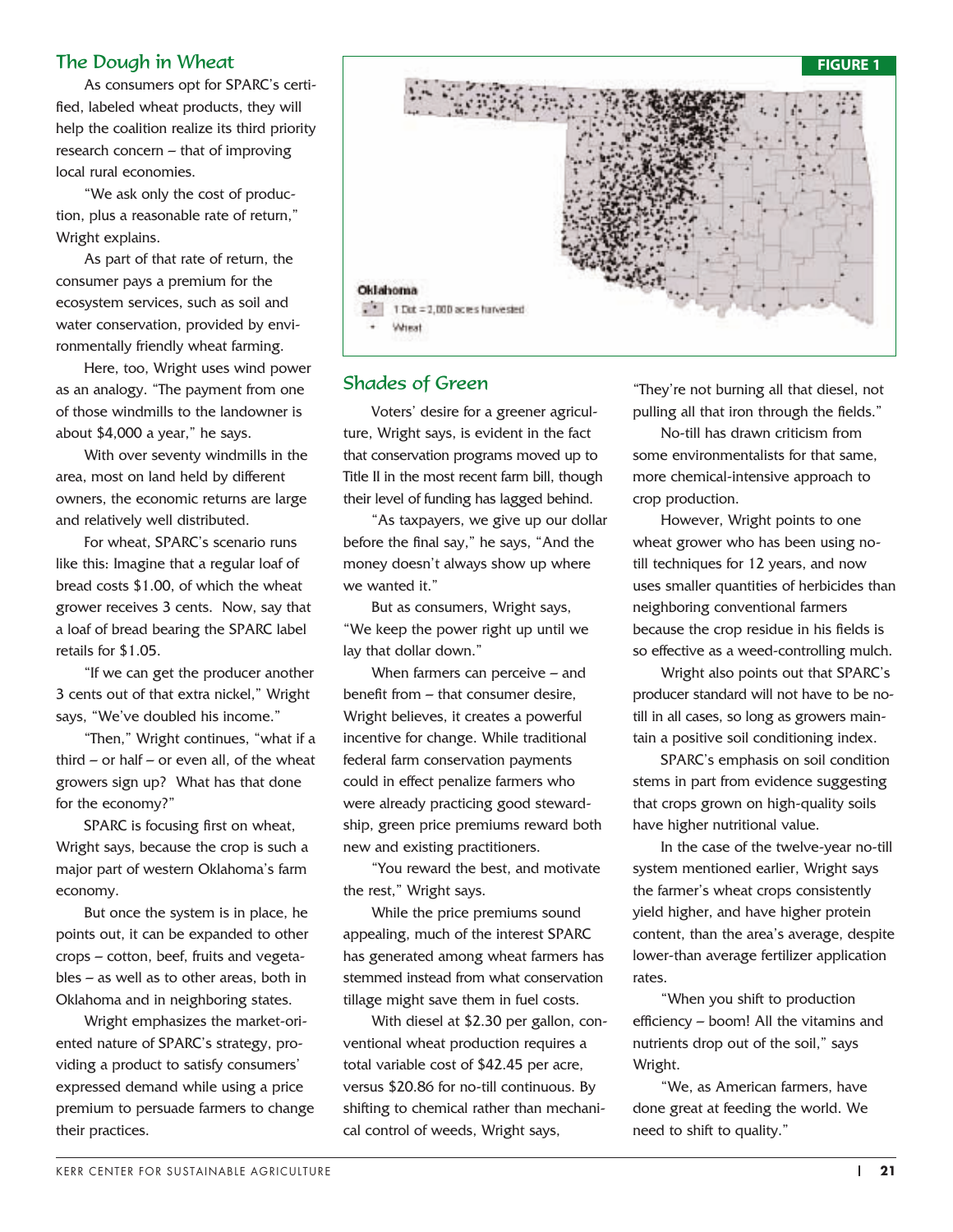## The Dough in Wheat

As consumers opt for SPARC's certified, labeled wheat products, they will help the coalition realize its third priority research concern – that of improving local rural economies.

"We ask only the cost of production, plus a reasonable rate of return," Wright explains.

As part of that rate of return, the consumer pays a premium for the ecosystem services, such as soil and water conservation, provided by environmentally friendly wheat farming.

Here, too, Wright uses wind power as an analogy. "The payment from one of those windmills to the landowner is about $4,000 a year," he says.

With over seventy windmills in the area, most on land held by different owners, the economic returns are large and relatively well distributed.

For wheat, SPARC's scenario runs like this: Imagine that a regular loaf of bread costs $1.00, of which the wheat grower receives 3 cents. Now, say that a loaf of bread bearing the SPARC label retails for $1.05.

"If we can get the producer another 3 cents out of that extra nickel," Wright says, "We've doubled his income."

"Then," Wright continues, "what if a third – or half – or even all, of the wheat growers sign up? What has that done for the economy?"

SPARC is focusing first on wheat, Wright says, because the crop is such a major part of western Oklahoma's farm economy.

But once the system is in place, he points out, it can be expanded to other crops – cotton, beef, fruits and vegetables – as well as to other areas, both in Oklahoma and in neighboring states.

Wright emphasizes the market-oriented nature of SPARC's strategy, providing a product to satisfy consumers' expressed demand while using a price premium to persuade farmers to change their practices.

**FIGURE 1**

Oklahoma
1 Dot = 2,000 acres harvested
Wheat

## Shades of Green

Voters' desire for a greener agriculture, Wright says, is evident in the fact that conservation programs moved up to Title II in the most recent farm bill, though their level of funding has lagged behind.

"As taxpayers, we give up our dollar before the final say," he says, "And the money doesn't always show up where we wanted it."

But as consumers, Wright says, "We keep the power right up until we lay that dollar down."

When farmers can perceive – and benefit from – that consumer desire, Wright believes, it creates a powerful incentive for change. While traditional federal farm conservation payments could in effect penalize farmers who were already practicing good stewardship, green price premiums reward both new and existing practitioners.

"You reward the best, and motivate the rest," Wright says.

While the price premiums sound appealing, much of the interest SPARC has generated among wheat farmers has stemmed instead from what conservation tillage might save them in fuel costs.

With diesel at $2.30 per gallon, conventional wheat production requires a total variable cost of $42.45 per acre, versus $20.86 for no-till continuous. By shifting to chemical rather than mechanical control of weeds, Wright says, "They're not burning all that diesel, not pulling all that iron through the fields."

No-till has drawn criticism from some environmentalists for that same, more chemical-intensive approach to crop production.

However, Wright points to one wheat grower who has been using no-till techniques for 12 years, and now uses smaller quantities of herbicides than neighboring conventional farmers because the crop residue in his fields is so effective as a weed-controlling mulch.

Wright also points out that SPARC's producer standard will not have to be no-till in all cases, so long as growers maintain a positive soil conditioning index.

SPARC's emphasis on soil condition stems in part from evidence suggesting that crops grown on high-quality soils have higher nutritional value.

In the case of the twelve-year no-till system mentioned earlier, Wright says the farmer's wheat crops consistently yield higher, and have higher protein content, than the area's average, despite lower-than average fertilizer application rates.

"When you shift to production efficiency – boom! All the vitamins and nutrients drop out of the soil," says Wright.

"We, as American farmers, have done great at feeding the world. We need to shift to quality."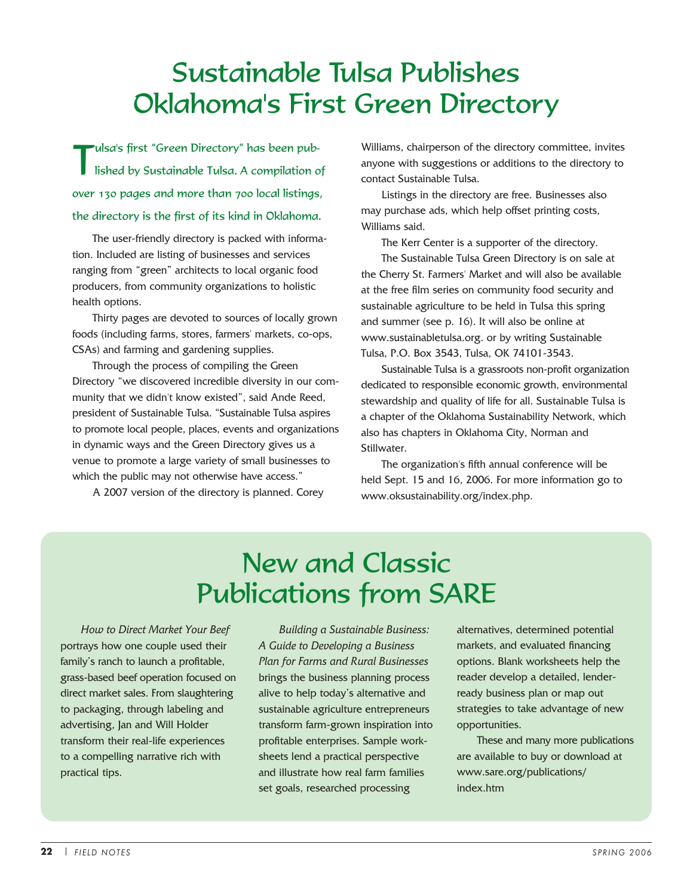# Sustainable Tulsa Publishes Oklahoma's First Green Directory

Tulsa's first "Green Directory" has been published by Sustainable Tulsa. A compilation of over 130 pages and more than 700 local listings, the directory is the first of its kind in Oklahoma.

The user-friendly directory is packed with information. Included are listing of businesses and services ranging from "green" architects to local organic food producers, from community organizations to holistic health options.

Thirty pages are devoted to sources of locally grown foods (including farms, stores, farmers' markets, co-ops, CSAs) and farming and gardening supplies.

Through the process of compiling the Green Directory "we discovered incredible diversity in our community that we didn't know existed", said Ande Reed, president of Sustainable Tulsa. "Sustainable Tulsa aspires to promote local people, places, events and organizations in dynamic ways and the Green Directory gives us a venue to promote a large variety of small businesses to which the public may not otherwise have access."

A 2007 version of the directory is planned. Corey Williams, chairperson of the directory committee, invites anyone with suggestions or additions to the directory to contact Sustainable Tulsa.

Listings in the directory are free. Businesses also may purchase ads, which help offset printing costs, Williams said.

The Kerr Center is a supporter of the directory.

The Sustainable Tulsa Green Directory is on sale at the Cherry St. Farmers' Market and will also be available at the free film series on community food security and sustainable agriculture to be held in Tulsa this spring and summer (see p. 16). It will also be online at www.sustainabletulsa.org. or by writing Sustainable Tulsa, P.O. Box 3543, Tulsa, OK 74101-3543.

Sustainable Tulsa is a grassroots non-profit organization dedicated to responsible economic growth, environmental stewardship and quality of life for all. Sustainable Tulsa is a chapter of the Oklahoma Sustainability Network, which also has chapters in Oklahoma City, Norman and Stillwater.

The organization's fifth annual conference will be held Sept. 15 and 16, 2006. For more information go to www.oksustainability.org/index.php.

# New and Classic Publications from SARE

*How to Direct Market Your Beef* portrays how one couple used their family's ranch to launch a profitable, grass-based beef operation focused on direct market sales. From slaughtering to packaging, through labeling and advertising, Jan and Will Holder transform their real-life experiences to a compelling narrative rich with practical tips.

*Building a Sustainable Business: A Guide to Developing a Business Plan for Farms and Rural Businesses* brings the business planning process alive to help today's alternative and sustainable agriculture entrepreneurs transform farm-grown inspiration into profitable enterprises. Sample worksheets lend a practical perspective and illustrate how real farm families set goals, researched processing alternatives, determined potential markets, and evaluated financing options. Blank worksheets help the reader develop a detailed, lender-ready business plan or map out strategies to take advantage of new opportunities.

These and many more publications are available to buy or download at www.sare.org/publications/index.htm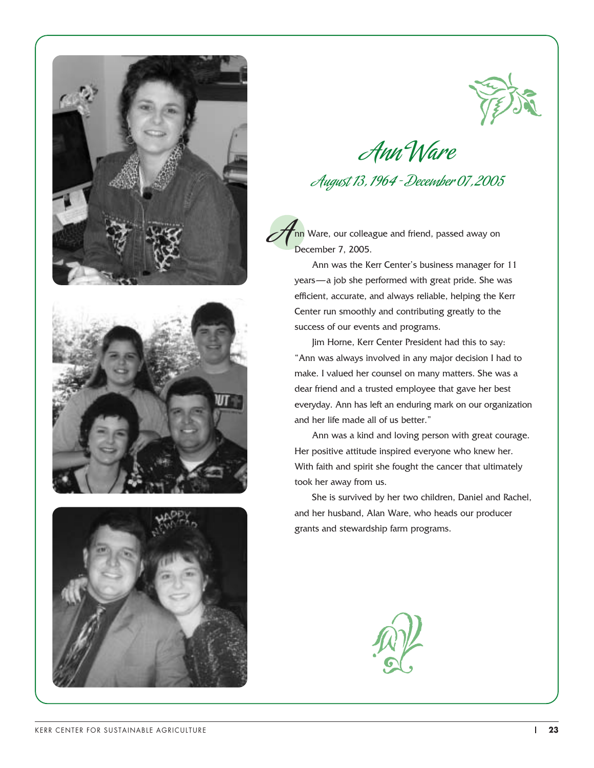# Ann Ware

## August 13, 1964 - December 07, 2005

Ann Ware, our colleague and friend, passed away on December 7, 2005.

Ann was the Kerr Center's business manager for 11 years—a job she performed with great pride. She was efficient, accurate, and always reliable, helping the Kerr Center run smoothly and contributing greatly to the success of our events and programs.

Jim Horne, Kerr Center President had this to say: "Ann was always involved in any major decision I had to make. I valued her counsel on many matters. She was a dear friend and a trusted employee that gave her best everyday. Ann has left an enduring mark on our organization and her life made all of us better."

Ann was a kind and loving person with great courage. Her positive attitude inspired everyone who knew her. With faith and spirit she fought the cancer that ultimately took her away from us.

She is survived by her two children, Daniel and Rachel, and her husband, Alan Ware, who heads our producer grants and stewardship farm programs.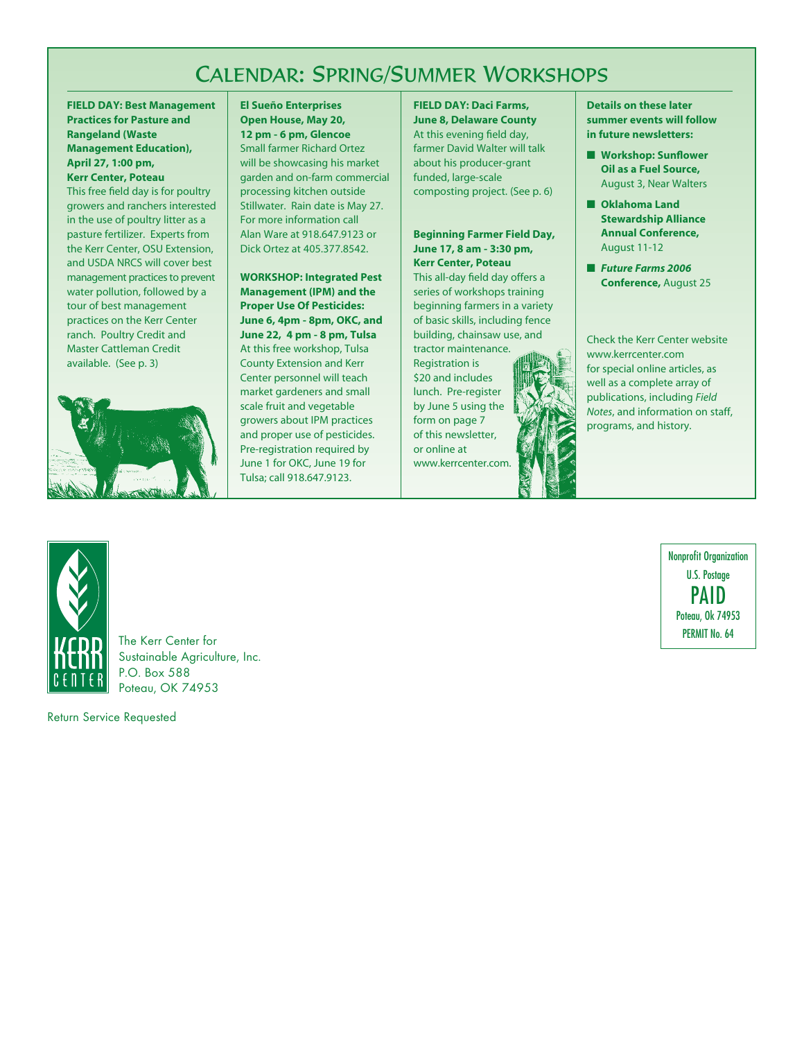# Calendar: Spring/Summer Workshops

**FIELD DAY: Best Management Practices for Pasture and Rangeland (Waste Management Education), April 27, 1:00 pm, Kerr Center, Poteau**

This free field day is for poultry growers and ranchers interested in the use of poultry litter as a pasture fertilizer. Experts from the Kerr Center, OSU Extension, and USDA NRCS will cover best management practices to prevent water pollution, followed by a tour of best management practices on the Kerr Center ranch. Poultry Credit and Master Cattleman Credit available. (See p. 3)

**El Sueño Enterprises Open House, May 20, 12 pm - 6 pm, Glencoe**

Small farmer Richard Ortez will be showcasing his market garden and on-farm commercial processing kitchen outside Stillwater. Rain date is May 27. For more information call Alan Ware at 918.647.9123 or Dick Ortez at 405.377.8542.

**WORKSHOP: Integrated Pest Management (IPM) and the Proper Use Of Pesticides: June 6, 4pm - 8pm, OKC, and June 22, 4 pm - 8 pm, Tulsa**

At this free workshop, Tulsa County Extension and Kerr Center personnel will teach market gardeners and small scale fruit and vegetable growers about IPM practices and proper use of pesticides. Pre-registration required by June 1 for OKC, June 19 for Tulsa; call 918.647.9123.

**FIELD DAY: Daci Farms, June 8, Delaware County**

At this evening field day, farmer David Walter will talk about his producer-grant funded, large-scale composting project. (See p. 6)

**Beginning Farmer Field Day, June 17, 8 am - 3:30 pm, Kerr Center, Poteau**

This all-day field day offers a series of workshops training beginning farmers in a variety of basic skills, including fence building, chainsaw use, and tractor maintenance. Registration is $20 and includes lunch. Pre-register by June 5 using the form on page 7 of this newsletter, or online at www.kerrcenter.com.

**Details on these later summer events will follow in future newsletters:**

- **Workshop: Sunflower Oil as a Fuel Source,** August 3, Near Walters
- **Oklahoma Land Stewardship Alliance Annual Conference,** August 11-12
- ***Future Farms 2006* Conference,** August 25

Check the Kerr Center website www.kerrcenter.com for special online articles, as well as a complete array of publications, including *Field Notes*, and information on staff, programs, and history.

KERR CENTER

The Kerr Center for Sustainable Agriculture, Inc.
P.O. Box 588
Poteau, OK 74953

Return Service Requested

Nonprofit Organization
U.S. Postage
PAID
Poteau, Ok 74953
PERMIT No. 64